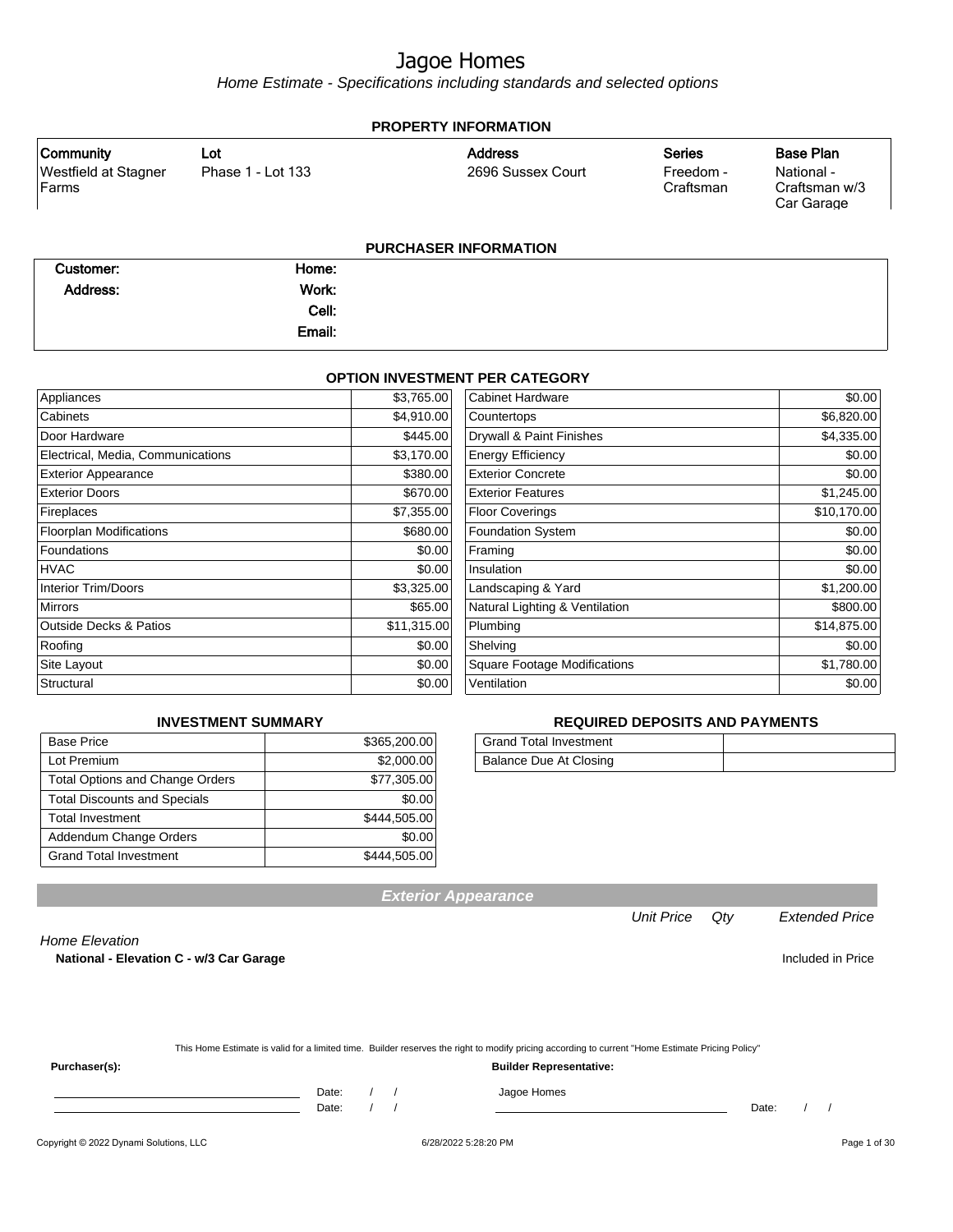# Jagoe Homes

*Home Estimate - Specifications including standards and selected options*

## PROPERTY INFORMATION

| Community | Lot | Address | Series | Base Plan |
|---|---|---|---|---|
| Westfield at Stagner Farms | Phase 1 - Lot 133 | 2696 Sussex Court | Freedom - Craftsman | National - Craftsman w/3 Car Garage |

## PURCHASER INFORMATION

| | | | |
|---|---|---|---|
| Customer: | | Home: | |
| Address: | | Work: | |
| | | Cell: | |
| | | Email: | |

## OPTION INVESTMENT PER CATEGORY

| Category | Amount | Category | Amount |
|---|---|---|---|
| Appliances | $3,765.00 | Cabinet Hardware | $0.00 |
| Cabinets | $4,910.00 | Countertops | $6,820.00 |
| Door Hardware | $445.00 | Drywall & Paint Finishes | $4,335.00 |
| Electrical, Media, Communications | $3,170.00 | Energy Efficiency | $0.00 |
| Exterior Appearance | $380.00 | Exterior Concrete | $0.00 |
| Exterior Doors | $670.00 | Exterior Features | $1,245.00 |
| Fireplaces | $7,355.00 | Floor Coverings | $10,170.00 |
| Floorplan Modifications | $680.00 | Foundation System | $0.00 |
| Foundations | $0.00 | Framing | $0.00 |
| HVAC | $0.00 | Insulation | $0.00 |
| Interior Trim/Doors | $3,325.00 | Landscaping & Yard | $1,200.00 |
| Mirrors | $65.00 | Natural Lighting & Ventilation | $800.00 |
| Outside Decks & Patios | $11,315.00 | Plumbing | $14,875.00 |
| Roofing | $0.00 | Shelving | $0.00 |
| Site Layout | $0.00 | Square Footage Modifications | $1,780.00 |
| Structural | $0.00 | Ventilation | $0.00 |

## INVESTMENT SUMMARY

| Item | Amount |
|---|---|
| Base Price | $365,200.00 |
| Lot Premium | $2,000.00 |
| Total Options and Change Orders | $77,305.00 |
| Total Discounts and Specials | $0.00 |
| Total Investment | $444,505.00 |
| Addendum Change Orders | $0.00 |
| Grand Total Investment | $444,505.00 |

## REQUIRED DEPOSITS AND PAYMENTS

| Item | Amount |
|---|---|
| Grand Total Investment | |
| Balance Due At Closing | |

## Exterior Appearance

| | Unit Price | Qty | Extended Price |
|---|---|---|---|
| *Home Elevation* | | | |
| **National - Elevation C - w/3 Car Garage** | | | Included in Price |

This Home Estimate is valid for a limited time. Builder reserves the right to modify pricing according to current "Home Estimate Pricing Policy"

**Purchaser(s):**

______________________ Date: / /

______________________ Date: / /

**Builder Representative:**

Jagoe Homes

______________________ Date: / /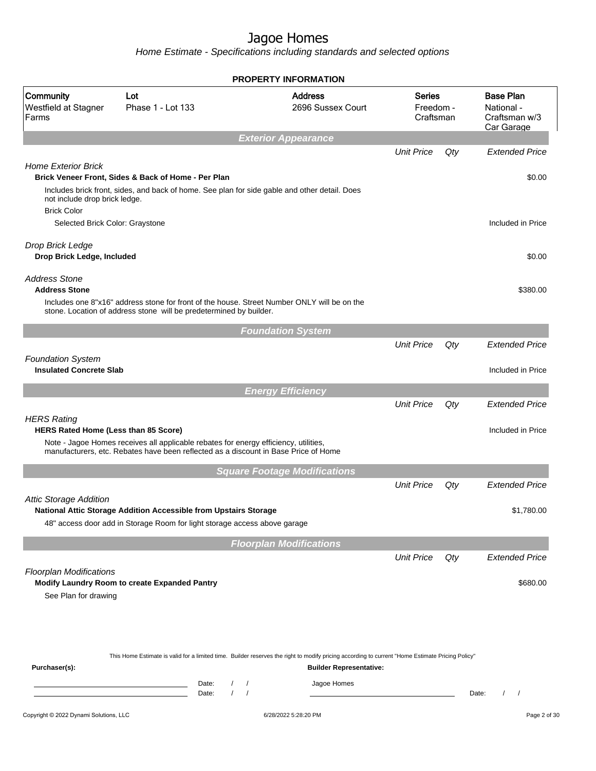# Jagoe Homes

*Home Estimate - Specifications including standards and selected options*

## PROPERTY INFORMATION

| Community | Lot | Address | Series | Base Plan |
|---|---|---|---|---|
| Westfield at Stagner Farms | Phase 1 - Lot 133 | 2696 Sussex Court | Freedom - Craftsman | National - Craftsman w/3 Car Garage |

## Exterior Appearance

| | Unit Price | Qty | Extended Price |
|---|---|---|---|
| *Home Exterior Brick* | | | |
| **Brick Veneer Front, Sides & Back of Home - Per Plan** | | | $0.00 |
| Includes brick front, sides, and back of home. See plan for side gable and other detail. Does not include drop brick ledge. | | | |
| Brick Color | | | |
| Selected Brick Color: Graystone | | | Included in Price |
| *Drop Brick Ledge* | | | |
| **Drop Brick Ledge, Included** | | | $0.00 |
| *Address Stone* | | | |
| **Address Stone** | | | $380.00 |
| Includes one 8"x16" address stone for front of the house. Street Number ONLY will be on the stone. Location of address stone will be predetermined by builder. | | | |

## Foundation System

| | Unit Price | Qty | Extended Price |
|---|---|---|---|
| *Foundation System* | | | |
| **Insulated Concrete Slab** | | | Included in Price |

## Energy Efficiency

| | Unit Price | Qty | Extended Price |
|---|---|---|---|
| *HERS Rating* | | | |
| **HERS Rated Home (Less than 85 Score)** | | | Included in Price |
| Note - Jagoe Homes receives all applicable rebates for energy efficiency, utilities, manufacturers, etc. Rebates have been reflected as a discount in Base Price of Home | | | |

## Square Footage Modifications

| | Unit Price | Qty | Extended Price |
|---|---|---|---|
| *Attic Storage Addition* | | | |
| **National Attic Storage Addition Accessible from Upstairs Storage** | | | $1,780.00 |
| 48" access door add in Storage Room for light storage access above garage | | | |

## Floorplan Modifications

| | Unit Price | Qty | Extended Price |
|---|---|---|---|
| *Floorplan Modifications* | | | |
| **Modify Laundry Room to create Expanded Pantry** | | | $680.00 |
| See Plan for drawing | | | |

This Home Estimate is valid for a limited time. Builder reserves the right to modify pricing according to current "Home Estimate Pricing Policy"

**Purchaser(s):**

Date: / /

Date: / /

**Builder Representative:**

Jagoe Homes

Date: / /

Copyright © 2022 Dynami Solutions, LLC — 6/28/2022 5:28:20 PM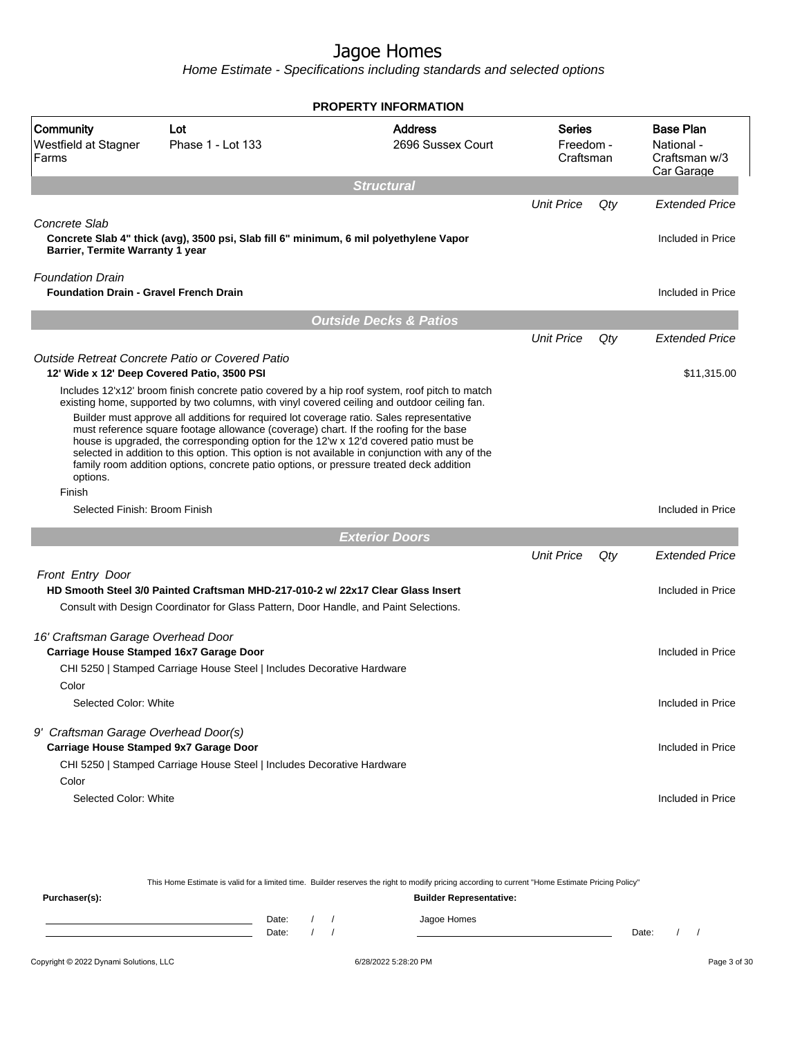# Jagoe Homes

*Home Estimate - Specifications including standards and selected options*

## PROPERTY INFORMATION

| Community | Lot | Address | Series | Base Plan |
|---|---|---|---|---|
| Westfield at Stagner Farms | Phase 1 - Lot 133 | 2696 Sussex Court | Freedom - Craftsman | National - Craftsman w/3 Car Garage |

## Structural

| | Unit Price | Qty | Extended Price |
|---|---|---|---|
| *Concrete Slab* | | | |
| **Concrete Slab 4" thick (avg), 3500 psi, Slab fill 6" minimum, 6 mil polyethylene Vapor Barrier, Termite Warranty 1 year** | | | Included in Price |
| *Foundation Drain* | | | |
| **Foundation Drain - Gravel French Drain** | | | Included in Price |

## Outside Decks & Patios

| | Unit Price | Qty | Extended Price |
|---|---|---|---|
| *Outside Retreat Concrete Patio or Covered Patio* | | | |
| **12' Wide x 12' Deep Covered Patio, 3500 PSI** | | | $11,315.00 |
| Includes 12'x12' broom finish concrete patio covered by a hip roof system, roof pitch to match existing home, supported by two columns, with vinyl covered ceiling and outdoor ceiling fan. | | | |
| Builder must approve all additions for required lot coverage ratio. Sales representative must reference square footage allowance (coverage) chart. If the roofing for the base house is upgraded, the corresponding option for the 12'w x 12'd covered patio must be selected in addition to this option. This option is not available in conjunction with any of the family room addition options, concrete patio options, or pressure treated deck addition options. | | | |
| Finish | | | |
| Selected Finish: Broom Finish | | | Included in Price |

## Exterior Doors

| | Unit Price | Qty | Extended Price |
|---|---|---|---|
| *Front Entry Door* | | | |
| **HD Smooth Steel 3/0 Painted Craftsman MHD-217-010-2 w/ 22x17 Clear Glass Insert** | | | Included in Price |
| Consult with Design Coordinator for Glass Pattern, Door Handle, and Paint Selections. | | | |
| *16' Craftsman Garage Overhead Door* | | | |
| **Carriage House Stamped 16x7 Garage Door** | | | Included in Price |
| CHI 5250 \| Stamped Carriage House Steel \| Includes Decorative Hardware | | | |
| Color | | | |
| Selected Color: White | | | Included in Price |
| *9' Craftsman Garage Overhead Door(s)* | | | |
| **Carriage House Stamped 9x7 Garage Door** | | | Included in Price |
| CHI 5250 \| Stamped Carriage House Steel \| Includes Decorative Hardware | | | |
| Color | | | |
| Selected Color: White | | | Included in Price |

This Home Estimate is valid for a limited time. Builder reserves the right to modify pricing according to current "Home Estimate Pricing Policy"

**Purchaser(s):** Date: / / Date: / /

**Builder Representative:** Jagoe Homes Date: / /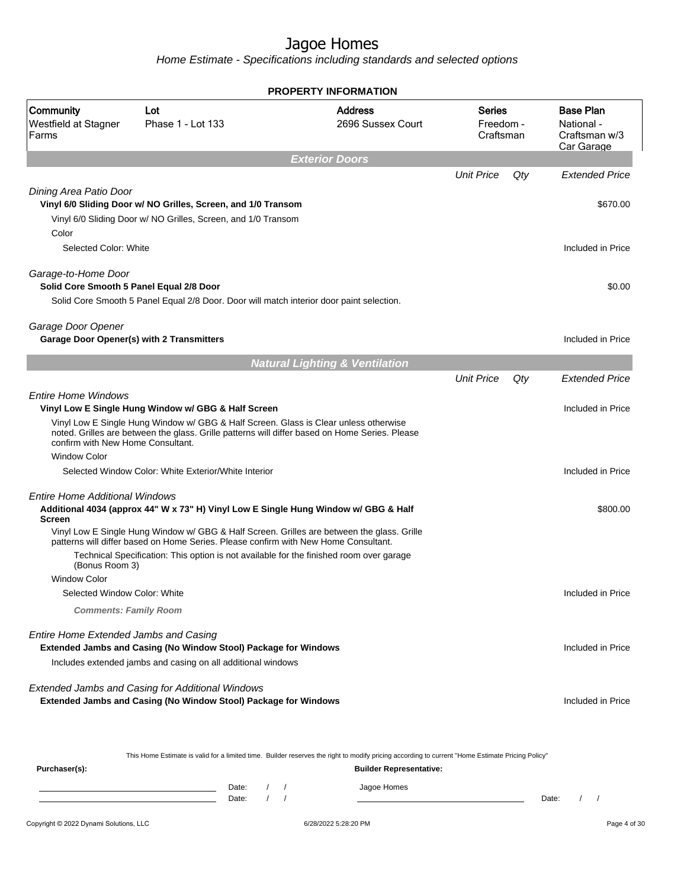# Jagoe Homes

*Home Estimate - Specifications including standards and selected options*

**PROPERTY INFORMATION**

| Community | Lot | Address | Series | Base Plan |
|---|---|---|---|---|
| Westfield at Stagner Farms | Phase 1 - Lot 133 | 2696 Sussex Court | Freedom - Craftsman | National - Craftsman w/3 Car Garage |

## Exterior Doors

| | Unit Price | Qty | Extended Price |
|---|---|---|---|
| *Dining Area Patio Door* | | | |
| **Vinyl 6/0 Sliding Door w/ NO Grilles, Screen, and 1/0 Transom** | | | $670.00 |
| Vinyl 6/0 Sliding Door w/ NO Grilles, Screen, and 1/0 Transom | | | |
| Color | | | |
| Selected Color: White | | | Included in Price |
| *Garage-to-Home Door* | | | |
| **Solid Core Smooth 5 Panel Equal 2/8 Door** | | | $0.00 |
| Solid Core Smooth 5 Panel Equal 2/8 Door. Door will match interior door paint selection. | | | |
| *Garage Door Opener* | | | |
| **Garage Door Opener(s) with 2 Transmitters** | | | Included in Price |

## Natural Lighting & Ventilation

| | Unit Price | Qty | Extended Price |
|---|---|---|---|
| *Entire Home Windows* | | | |
| **Vinyl Low E Single Hung Window w/ GBG & Half Screen** | | | Included in Price |
| Vinyl Low E Single Hung Window w/ GBG & Half Screen. Glass is Clear unless otherwise noted. Grilles are between the glass. Grille patterns will differ based on Home Series. Please confirm with New Home Consultant. | | | |
| Window Color | | | |
| Selected Window Color: White Exterior/White Interior | | | Included in Price |
| *Entire Home Additional Windows* | | | |
| **Additional 4034 (approx 44" W x 73" H) Vinyl Low E Single Hung Window w/ GBG & Half Screen** | | | $800.00 |
| Vinyl Low E Single Hung Window w/ GBG & Half Screen. Grilles are between the glass. Grille patterns will differ based on Home Series. Please confirm with New Home Consultant. | | | |
| Technical Specification: This option is not available for the finished room over garage (Bonus Room 3) | | | |
| Window Color | | | |
| Selected Window Color: White | | | Included in Price |
| ***Comments: Family Room*** | | | |
| *Entire Home Extended Jambs and Casing* | | | |
| **Extended Jambs and Casing (No Window Stool) Package for Windows** | | | Included in Price |
| Includes extended jambs and casing on all additional windows | | | |
| *Extended Jambs and Casing for Additional Windows* | | | |
| **Extended Jambs and Casing (No Window Stool) Package for Windows** | | | Included in Price |

This Home Estimate is valid for a limited time. Builder reserves the right to modify pricing according to current "Home Estimate Pricing Policy"

**Purchaser(s):** Date: / / Date: / /

**Builder Representative:** Jagoe Homes Date: / /

6/28/2022 5:28:20 PM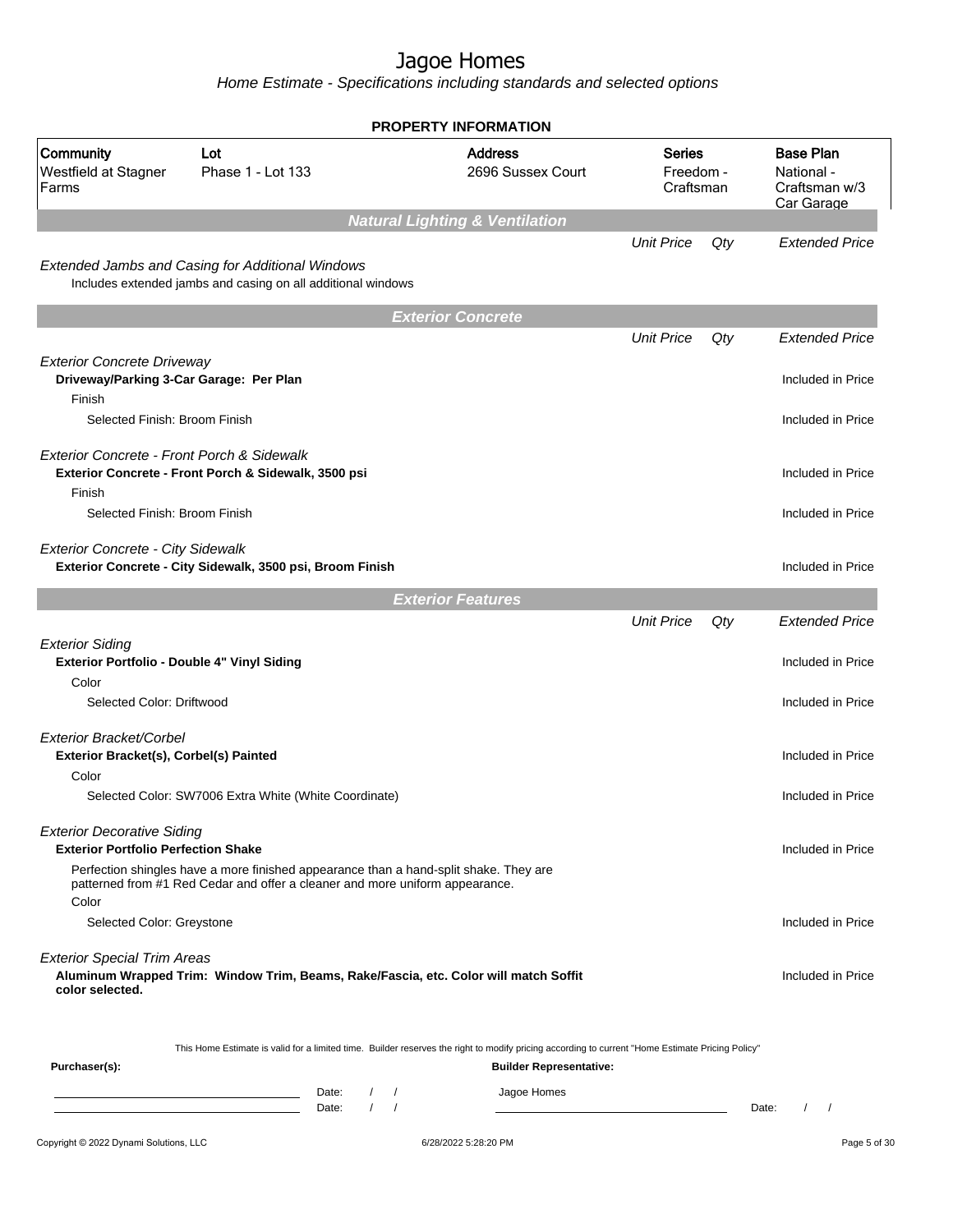# Jagoe Homes

*Home Estimate - Specifications including standards and selected options*

**PROPERTY INFORMATION**

| Community | Lot | Address | Series | Base Plan |
|---|---|---|---|---|
| Westfield at Stagner Farms | Phase 1 - Lot 133 | 2696 Sussex Court | Freedom - Craftsman | National - Craftsman w/3 Car Garage |

## Natural Lighting & Ventilation

| | Unit Price | Qty | Extended Price |
|---|---|---|---|
| *Extended Jambs and Casing for Additional Windows* | | | |
| Includes extended jambs and casing on all additional windows | | | |

## Exterior Concrete

| | Unit Price | Qty | Extended Price |
|---|---|---|---|
| *Exterior Concrete Driveway* | | | |
| **Driveway/Parking 3-Car Garage: Per Plan** | | | Included in Price |
| Finish | | | |
| Selected Finish: Broom Finish | | | Included in Price |
| *Exterior Concrete - Front Porch & Sidewalk* | | | |
| **Exterior Concrete - Front Porch & Sidewalk, 3500 psi** | | | Included in Price |
| Finish | | | |
| Selected Finish: Broom Finish | | | Included in Price |
| *Exterior Concrete - City Sidewalk* | | | |
| **Exterior Concrete - City Sidewalk, 3500 psi, Broom Finish** | | | Included in Price |

## Exterior Features

| | Unit Price | Qty | Extended Price |
|---|---|---|---|
| *Exterior Siding* | | | |
| **Exterior Portfolio - Double 4" Vinyl Siding** | | | Included in Price |
| Color | | | |
| Selected Color: Driftwood | | | Included in Price |
| *Exterior Bracket/Corbel* | | | |
| **Exterior Bracket(s), Corbel(s) Painted** | | | Included in Price |
| Color | | | |
| Selected Color: SW7006 Extra White (White Coordinate) | | | Included in Price |
| *Exterior Decorative Siding* | | | |
| **Exterior Portfolio Perfection Shake** | | | Included in Price |
| Perfection shingles have a more finished appearance than a hand-split shake. They are patterned from #1 Red Cedar and offer a cleaner and more uniform appearance. | | | |
| Color | | | |
| Selected Color: Greystone | | | Included in Price |
| *Exterior Special Trim Areas* | | | |
| **Aluminum Wrapped Trim: Window Trim, Beams, Rake/Fascia, etc. Color will match Soffit color selected.** | | | Included in Price |

This Home Estimate is valid for a limited time. Builder reserves the right to modify pricing according to current "Home Estimate Pricing Policy"

**Purchaser(s):** ______________________ Date: / /
______________________ Date: / /

**Builder Representative:** Jagoe Homes ______________________ Date: / /

Copyright © 2022 Dynami Solutions, LLC — 6/28/2022 5:28:20 PM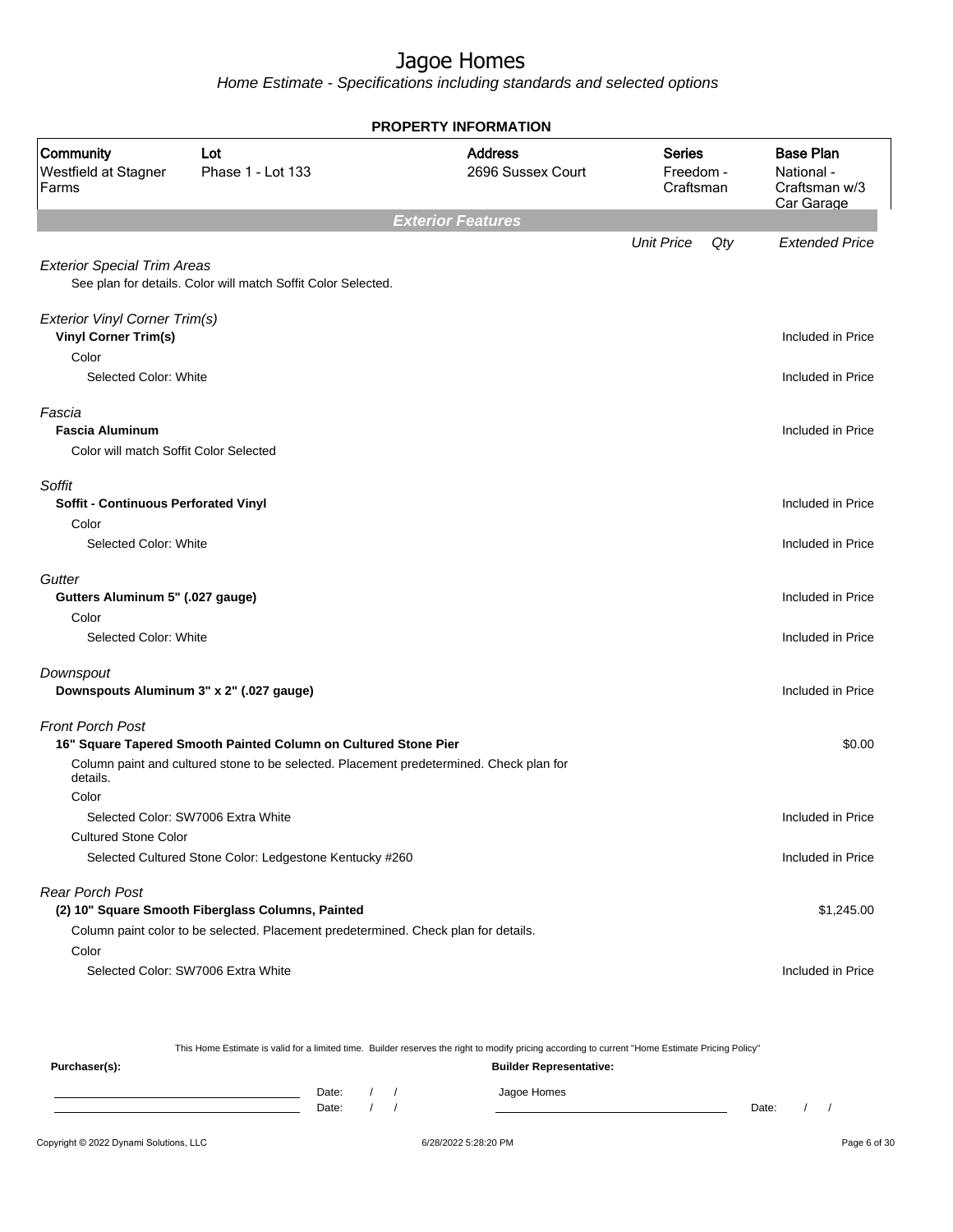# Jagoe Homes

Home Estimate - Specifications including standards and selected options

**PROPERTY INFORMATION**

| Community | Lot | Address | Series | Base Plan |
|---|---|---|---|---|
| Westfield at Stagner Farms | Phase 1 - Lot 133 | 2696 Sussex Court | Freedom - Craftsman | National - Craftsman w/3 Car Garage |

## Exterior Features

| | Unit Price | Qty | Extended Price |
|---|---|---|---|
| *Exterior Special Trim Areas* | | | |
| See plan for details. Color will match Soffit Color Selected. | | | |
| *Exterior Vinyl Corner Trim(s)* | | | |
| **Vinyl Corner Trim(s)** | | | Included in Price |
| Color | | | |
| Selected Color: White | | | Included in Price |
| *Fascia* | | | |
| **Fascia Aluminum** | | | Included in Price |
| Color will match Soffit Color Selected | | | |
| *Soffit* | | | |
| **Soffit - Continuous Perforated Vinyl** | | | Included in Price |
| Color | | | |
| Selected Color: White | | | Included in Price |
| *Gutter* | | | |
| **Gutters Aluminum 5" (.027 gauge)** | | | Included in Price |
| Color | | | |
| Selected Color: White | | | Included in Price |
| *Downspout* | | | |
| **Downspouts Aluminum 3" x 2" (.027 gauge)** | | | Included in Price |
| *Front Porch Post* | | | |
| **16" Square Tapered Smooth Painted Column on Cultured Stone Pier** | | | $0.00 |
| Column paint and cultured stone to be selected. Placement predetermined. Check plan for details. | | | |
| Color | | | |
| Selected Color: SW7006 Extra White | | | Included in Price |
| Cultured Stone Color | | | |
| Selected Cultured Stone Color: Ledgestone Kentucky #260 | | | Included in Price |
| *Rear Porch Post* | | | |
| **(2) 10" Square Smooth Fiberglass Columns, Painted** | | | $1,245.00 |
| Column paint color to be selected. Placement predetermined. Check plan for details. | | | |
| Color | | | |
| Selected Color: SW7006 Extra White | | | Included in Price |

This Home Estimate is valid for a limited time. Builder reserves the right to modify pricing according to current "Home Estimate Pricing Policy"

**Purchaser(s):** **Builder Representative:**

Date: / / Jagoe Homes

Date: / / Date: / /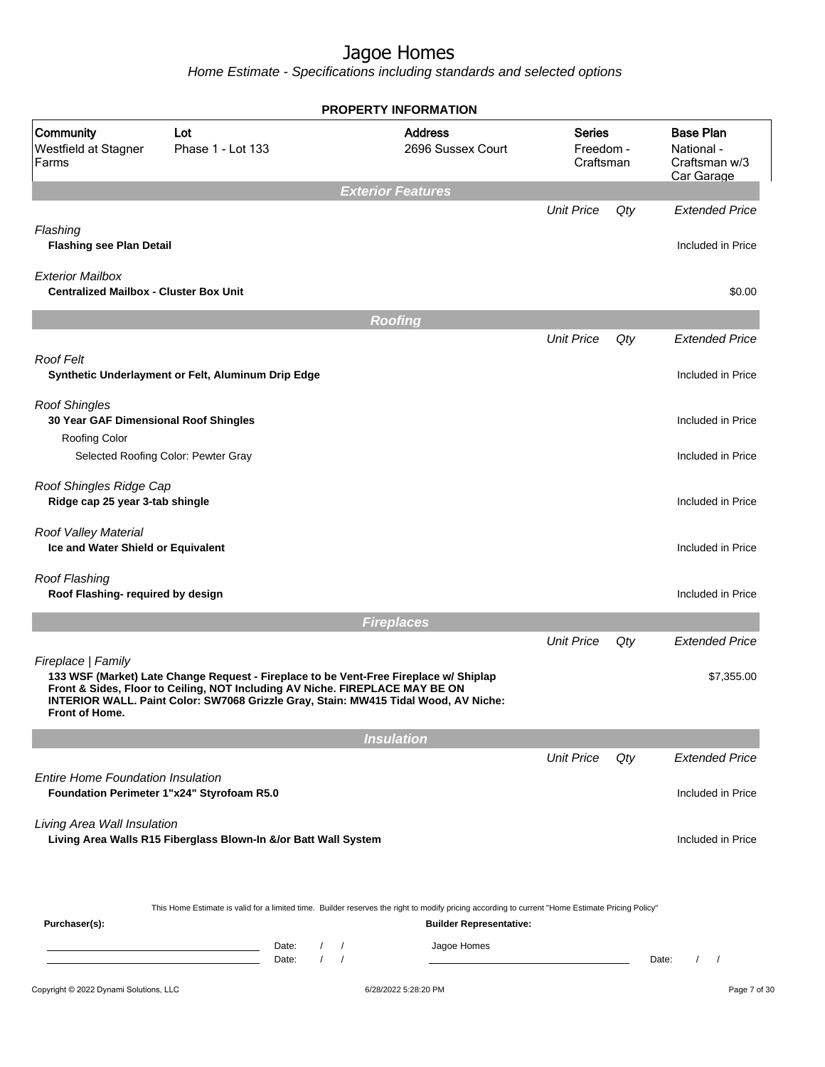# Jagoe Homes

*Home Estimate - Specifications including standards and selected options*

## PROPERTY INFORMATION

| Community | Lot | Address | Series | Base Plan |
|---|---|---|---|---|
| Westfield at Stagner Farms | Phase 1 - Lot 133 | 2696 Sussex Court | Freedom - Craftsman | National - Craftsman w/3 Car Garage |

### Exterior Features

| | Unit Price | Qty | Extended Price |
|---|---|---|---|
| *Flashing* | | | |
| **Flashing see Plan Detail** | | | Included in Price |
| *Exterior Mailbox* | | | |
| **Centralized Mailbox - Cluster Box Unit** | | | $0.00 |

### Roofing

| | Unit Price | Qty | Extended Price |
|---|---|---|---|
| *Roof Felt* | | | |
| **Synthetic Underlayment or Felt, Aluminum Drip Edge** | | | Included in Price |
| *Roof Shingles* | | | |
| **30 Year GAF Dimensional Roof Shingles** | | | Included in Price |
| Roofing Color | | | |
| Selected Roofing Color: Pewter Gray | | | Included in Price |
| *Roof Shingles Ridge Cap* | | | |
| **Ridge cap 25 year 3-tab shingle** | | | Included in Price |
| *Roof Valley Material* | | | |
| **Ice and Water Shield or Equivalent** | | | Included in Price |
| *Roof Flashing* | | | |
| **Roof Flashing- required by design** | | | Included in Price |

### Fireplaces

| | Unit Price | Qty | Extended Price |
|---|---|---|---|
| *Fireplace \| Family* | | | |
| **133 WSF (Market) Late Change Request - Fireplace to be Vent-Free Fireplace w/ Shiplap Front & Sides, Floor to Ceiling, NOT Including AV Niche. FIREPLACE MAY BE ON INTERIOR WALL. Paint Color: SW7068 Grizzle Gray, Stain: MW415 Tidal Wood, AV Niche: Front of Home.** | | | $7,355.00 |

### Insulation

| | Unit Price | Qty | Extended Price |
|---|---|---|---|
| *Entire Home Foundation Insulation* | | | |
| **Foundation Perimeter 1"x24" Styrofoam R5.0** | | | Included in Price |
| *Living Area Wall Insulation* | | | |
| **Living Area Walls R15 Fiberglass Blown-In &/or Batt Wall System** | | | Included in Price |

This Home Estimate is valid for a limited time. Builder reserves the right to modify pricing according to current "Home Estimate Pricing Policy"

**Purchaser(s):** **Builder Representative:**

Date: / / Jagoe Homes

Date: / / Date: / /

Copyright © 2022 Dynami Solutions, LLC 6/28/2022 5:28:20 PM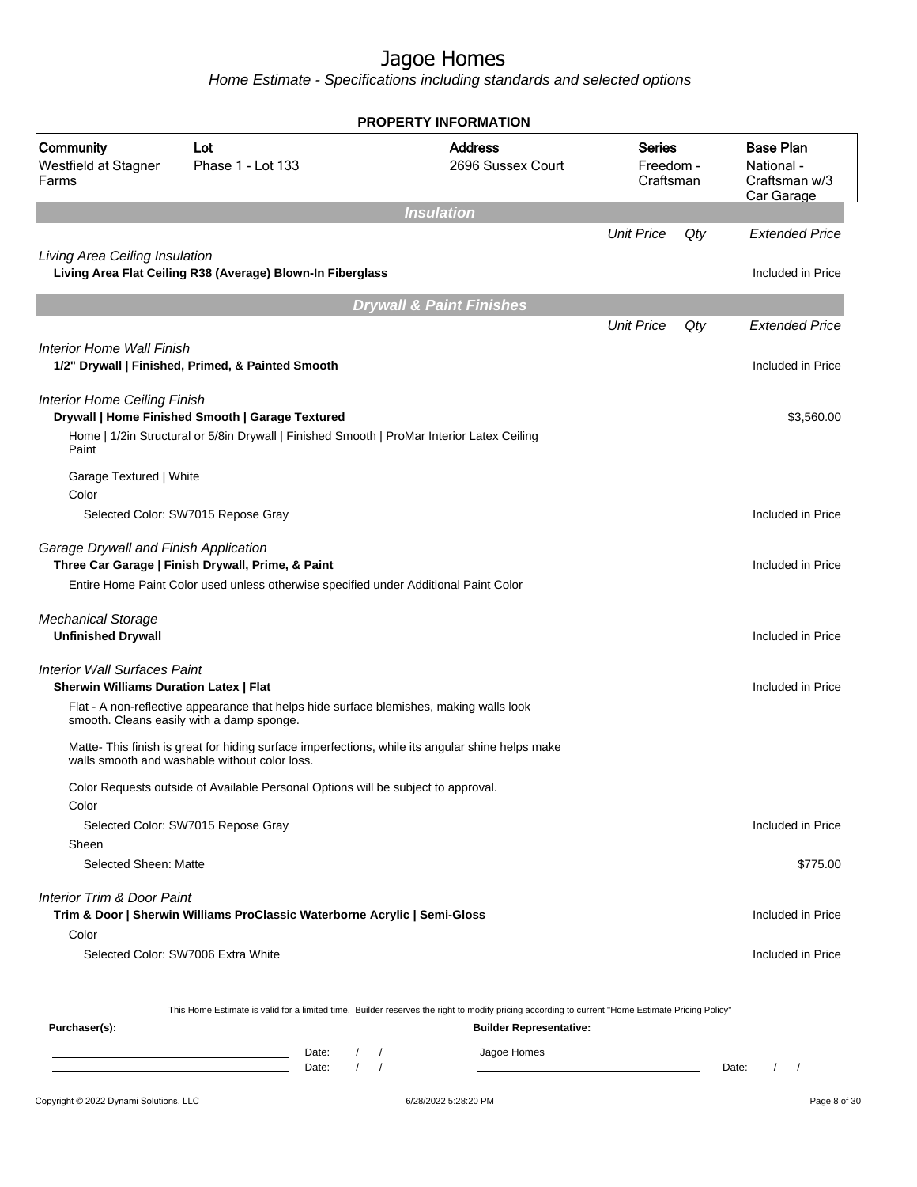# Jagoe Homes

*Home Estimate - Specifications including standards and selected options*

**PROPERTY INFORMATION**

| Community | Lot | Address | Series | Base Plan |
|---|---|---|---|---|
| Westfield at Stagner Farms | Phase 1 - Lot 133 | 2696 Sussex Court | Freedom - Craftsman | National - Craftsman w/3 Car Garage |

## Insulation

| | Unit Price | Qty | Extended Price |
|---|---|---|---|
| *Living Area Ceiling Insulation* | | | |
| **Living Area Flat Ceiling R38 (Average) Blown-In Fiberglass** | | | Included in Price |

## Drywall & Paint Finishes

| | Unit Price | Qty | Extended Price |
|---|---|---|---|
| *Interior Home Wall Finish* | | | |
| **1/2" Drywall \| Finished, Primed, & Painted Smooth** | | | Included in Price |
| *Interior Home Ceiling Finish* | | | |
| **Drywall \| Home Finished Smooth \| Garage Textured** | | | $3,560.00 |
| Home \| 1/2in Structural or 5/8in Drywall \| Finished Smooth \| ProMar Interior Latex Ceiling Paint | | | |
| Garage Textured \| White | | | |
| Color | | | |
| Selected Color: SW7015 Repose Gray | | | Included in Price |
| *Garage Drywall and Finish Application* | | | |
| **Three Car Garage \| Finish Drywall, Prime, & Paint** | | | Included in Price |
| Entire Home Paint Color used unless otherwise specified under Additional Paint Color | | | |
| *Mechanical Storage* | | | |
| **Unfinished Drywall** | | | Included in Price |
| *Interior Wall Surfaces Paint* | | | |
| **Sherwin Williams Duration Latex \| Flat** | | | Included in Price |
| Flat - A non-reflective appearance that helps hide surface blemishes, making walls look smooth. Cleans easily with a damp sponge. | | | |
| Matte- This finish is great for hiding surface imperfections, while its angular shine helps make walls smooth and washable without color loss. | | | |
| Color Requests outside of Available Personal Options will be subject to approval. | | | |
| Color | | | |
| Selected Color: SW7015 Repose Gray | | | Included in Price |
| Sheen | | | |
| Selected Sheen: Matte | | | $775.00 |
| *Interior Trim & Door Paint* | | | |
| **Trim & Door \| Sherwin Williams ProClassic Waterborne Acrylic \| Semi-Gloss** | | | Included in Price |
| Color | | | |
| Selected Color: SW7006 Extra White | | | Included in Price |

This Home Estimate is valid for a limited time. Builder reserves the right to modify pricing according to current "Home Estimate Pricing Policy"

**Purchaser(s):** **Builder Representative:**

Date: / / Jagoe Homes

Date: / / Date: / /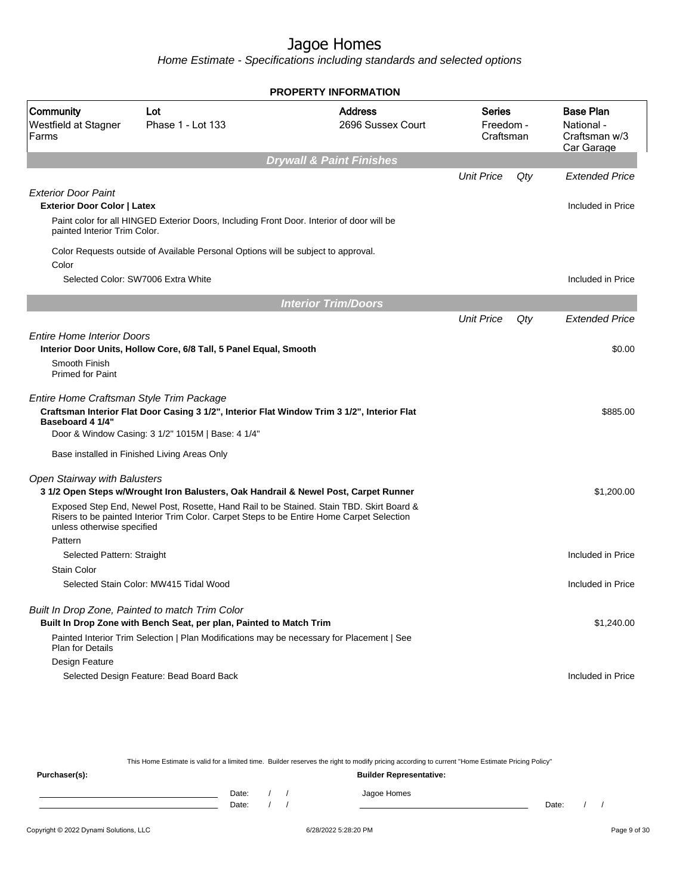# Jagoe Homes

*Home Estimate - Specifications including standards and selected options*

**PROPERTY INFORMATION**

| Community | Lot | Address | Series | Base Plan |
|---|---|---|---|---|
| Westfield at Stagner Farms | Phase 1 - Lot 133 | 2696 Sussex Court | Freedom - Craftsman | National - Craftsman w/3 Car Garage |

## Drywall & Paint Finishes

| | Unit Price | Qty | Extended Price |
|---|---|---|---|
| *Exterior Door Paint* | | | |
| **Exterior Door Color \| Latex** | | | Included in Price |
| Paint color for all HINGED Exterior Doors, Including Front Door. Interior of door will be painted Interior Trim Color. | | | |
| Color Requests outside of Available Personal Options will be subject to approval. | | | |
| Color | | | |
| Selected Color: SW7006 Extra White | | | Included in Price |

## Interior Trim/Doors

| | Unit Price | Qty | Extended Price |
|---|---|---|---|
| *Entire Home Interior Doors* | | | |
| **Interior Door Units, Hollow Core, 6/8 Tall, 5 Panel Equal, Smooth** | | | $0.00 |
| Smooth Finish<br>Primed for Paint | | | |
| *Entire Home Craftsman Style Trim Package* | | | |
| **Craftsman Interior Flat Door Casing 3 1/2", Interior Flat Window Trim 3 1/2", Interior Flat Baseboard 4 1/4"** | | | $885.00 |
| Door & Window Casing: 3 1/2" 1015M \| Base: 4 1/4" | | | |
| Base installed in Finished Living Areas Only | | | |
| *Open Stairway with Balusters* | | | |
| **3 1/2 Open Steps w/Wrought Iron Balusters, Oak Handrail & Newel Post, Carpet Runner** | | | $1,200.00 |
| Exposed Step End, Newel Post, Rosette, Hand Rail to be Stained. Stain TBD. Skirt Board & Risers to be painted Interior Trim Color. Carpet Steps to be Entire Home Carpet Selection unless otherwise specified | | | |
| Pattern | | | |
| Selected Pattern: Straight | | | Included in Price |
| Stain Color | | | |
| Selected Stain Color: MW415 Tidal Wood | | | Included in Price |
| *Built In Drop Zone, Painted to match Trim Color* | | | |
| **Built In Drop Zone with Bench Seat, per plan, Painted to Match Trim** | | | $1,240.00 |
| Painted Interior Trim Selection \| Plan Modifications may be necessary for Placement \| See Plan for Details | | | |
| Design Feature | | | |
| Selected Design Feature: Bead Board Back | | | Included in Price |

This Home Estimate is valid for a limited time. Builder reserves the right to modify pricing according to current "Home Estimate Pricing Policy"

**Purchaser(s):** Date: / / Date: / /

**Builder Representative:** Jagoe Homes Date: / /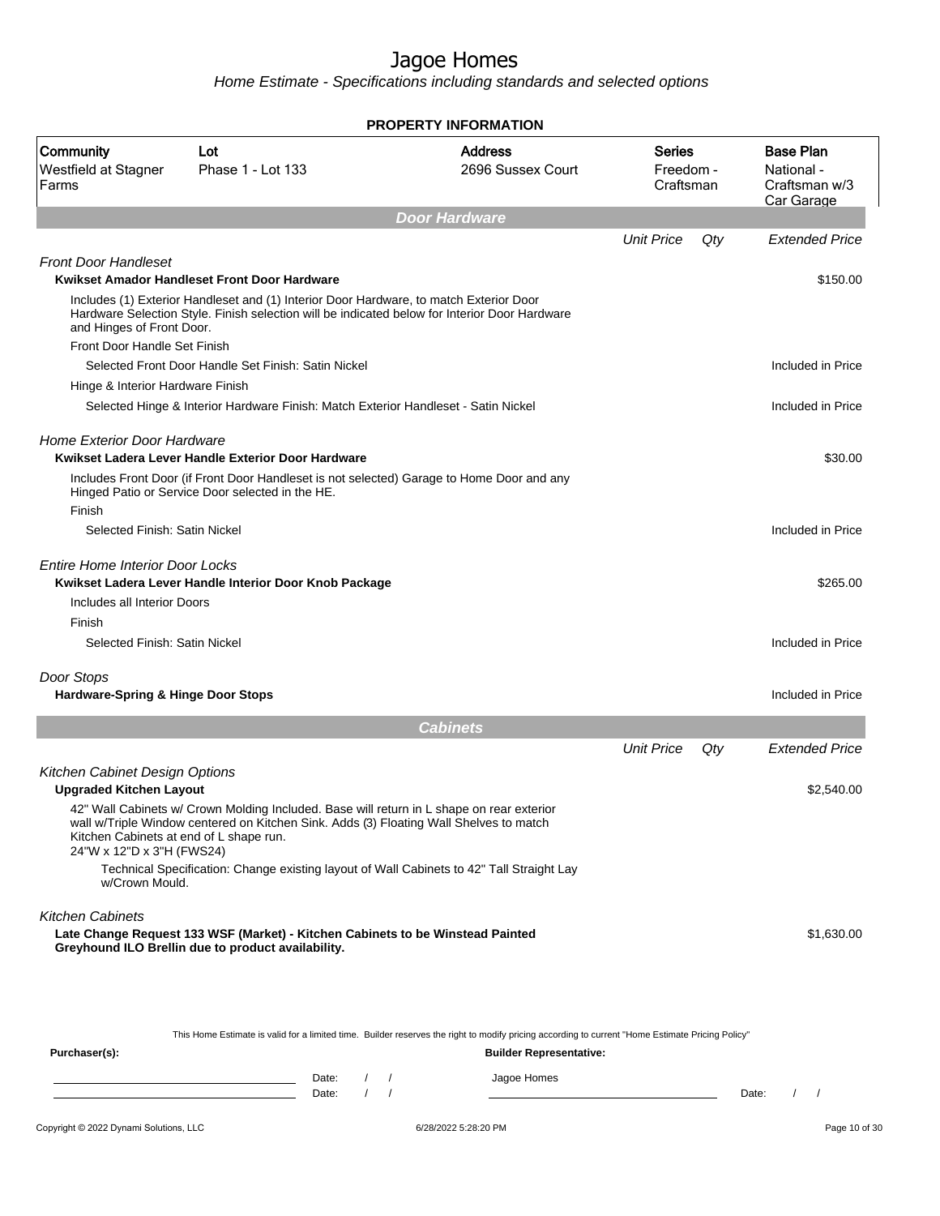# Jagoe Homes

Home Estimate - Specifications including standards and selected options

**PROPERTY INFORMATION**

| Community | Lot | Address | Series | Base Plan |
|---|---|---|---|---|
| Westfield at Stagner Farms | Phase 1 - Lot 133 | 2696 Sussex Court | Freedom - Craftsman | National - Craftsman w/3 Car Garage |

## Door Hardware

| | Unit Price | Qty | Extended Price |
|---|---|---|---|
| *Front Door Handleset* | | | |
| **Kwikset Amador Handleset Front Door Hardware** | | | $150.00 |
| Includes (1) Exterior Handleset and (1) Interior Door Hardware, to match Exterior Door Hardware Selection Style. Finish selection will be indicated below for Interior Door Hardware and Hinges of Front Door. | | | |
| Front Door Handle Set Finish | | | |
| Selected Front Door Handle Set Finish: Satin Nickel | | | Included in Price |
| Hinge & Interior Hardware Finish | | | |
| Selected Hinge & Interior Hardware Finish: Match Exterior Handleset - Satin Nickel | | | Included in Price |
| *Home Exterior Door Hardware* | | | |
| **Kwikset Ladera Lever Handle Exterior Door Hardware** | | | $30.00 |
| Includes Front Door (if Front Door Handleset is not selected) Garage to Home Door and any Hinged Patio or Service Door selected in the HE. | | | |
| Finish | | | |
| Selected Finish: Satin Nickel | | | Included in Price |
| *Entire Home Interior Door Locks* | | | |
| **Kwikset Ladera Lever Handle Interior Door Knob Package** | | | $265.00 |
| Includes all Interior Doors | | | |
| Finish | | | |
| Selected Finish: Satin Nickel | | | Included in Price |
| *Door Stops* | | | |
| **Hardware-Spring & Hinge Door Stops** | | | Included in Price |

## Cabinets

| | Unit Price | Qty | Extended Price |
|---|---|---|---|
| *Kitchen Cabinet Design Options* | | | |
| **Upgraded Kitchen Layout** | | | $2,540.00 |
| 42" Wall Cabinets w/ Crown Molding Included. Base will return in L shape on rear exterior wall w/Triple Window centered on Kitchen Sink. Adds (3) Floating Wall Shelves to match Kitchen Cabinets at end of L shape run. 24"W x 12"D x 3"H (FWS24) | | | |
| Technical Specification: Change existing layout of Wall Cabinets to 42" Tall Straight Lay w/Crown Mould. | | | |
| *Kitchen Cabinets* | | | |
| **Late Change Request 133 WSF (Market) - Kitchen Cabinets to be Winstead Painted Greyhound ILO Brellin due to product availability.** | | | $1,630.00 |

This Home Estimate is valid for a limited time. Builder reserves the right to modify pricing according to current "Home Estimate Pricing Policy"

**Purchaser(s):** Date: / / Date: / /

**Builder Representative:** Jagoe Homes Date: / /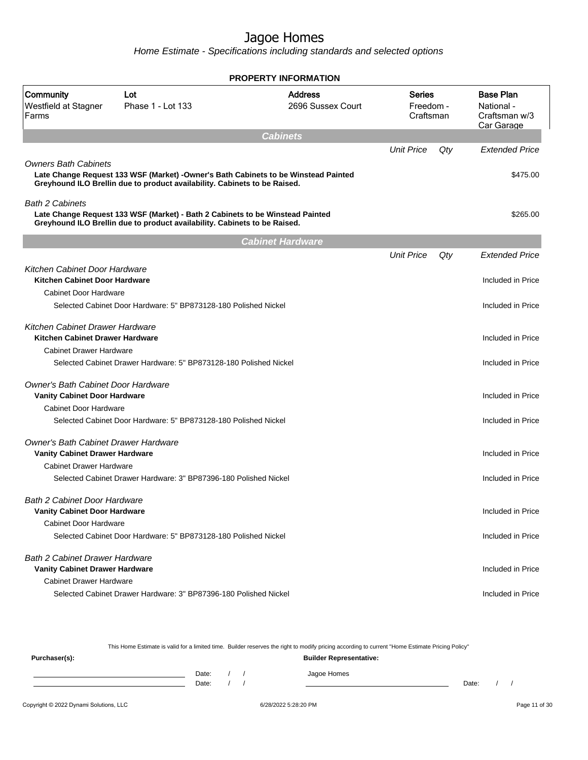# Jagoe Homes

*Home Estimate - Specifications including standards and selected options*

**PROPERTY INFORMATION**

| Community | Lot | Address | Series | Base Plan |
|---|---|---|---|---|
| Westfield at Stagner Farms | Phase 1 - Lot 133 | 2696 Sussex Court | Freedom - Craftsman | National - Craftsman w/3 Car Garage |

## Cabinets

| | Unit Price | Qty | Extended Price |
|---|---|---|---|
| *Owners Bath Cabinets* | | | |
| **Late Change Request 133 WSF (Market) -Owner's Bath Cabinets to be Winstead Painted Greyhound ILO Brellin due to product availability. Cabinets to be Raised.** | | | $475.00 |
| *Bath 2 Cabinets* | | | |
| **Late Change Request 133 WSF (Market) - Bath 2 Cabinets to be Winstead Painted Greyhound ILO Brellin due to product availability. Cabinets to be Raised.** | | | $265.00 |

## Cabinet Hardware

| | Unit Price | Qty | Extended Price |
|---|---|---|---|
| *Kitchen Cabinet Door Hardware* | | | |
| **Kitchen Cabinet Door Hardware** | | | Included in Price |
| Cabinet Door Hardware | | | |
| Selected Cabinet Door Hardware: 5" BP873128-180 Polished Nickel | | | Included in Price |
| *Kitchen Cabinet Drawer Hardware* | | | |
| **Kitchen Cabinet Drawer Hardware** | | | Included in Price |
| Cabinet Drawer Hardware | | | |
| Selected Cabinet Drawer Hardware: 5" BP873128-180 Polished Nickel | | | Included in Price |
| *Owner's Bath Cabinet Door Hardware* | | | |
| **Vanity Cabinet Door Hardware** | | | Included in Price |
| Cabinet Door Hardware | | | |
| Selected Cabinet Door Hardware: 5" BP873128-180 Polished Nickel | | | Included in Price |
| *Owner's Bath Cabinet Drawer Hardware* | | | |
| **Vanity Cabinet Drawer Hardware** | | | Included in Price |
| Cabinet Drawer Hardware | | | |
| Selected Cabinet Drawer Hardware: 3" BP87396-180 Polished Nickel | | | Included in Price |
| *Bath 2 Cabinet Door Hardware* | | | |
| **Vanity Cabinet Door Hardware** | | | Included in Price |
| Cabinet Door Hardware | | | |
| Selected Cabinet Door Hardware: 5" BP873128-180 Polished Nickel | | | Included in Price |
| *Bath 2 Cabinet Drawer Hardware* | | | |
| **Vanity Cabinet Drawer Hardware** | | | Included in Price |
| Cabinet Drawer Hardware | | | |
| Selected Cabinet Drawer Hardware: 3" BP87396-180 Polished Nickel | | | Included in Price |

This Home Estimate is valid for a limited time. Builder reserves the right to modify pricing according to current "Home Estimate Pricing Policy"

**Purchaser(s):**

Date: / /

Date: / /

**Builder Representative:**

Jagoe Homes

Date: / /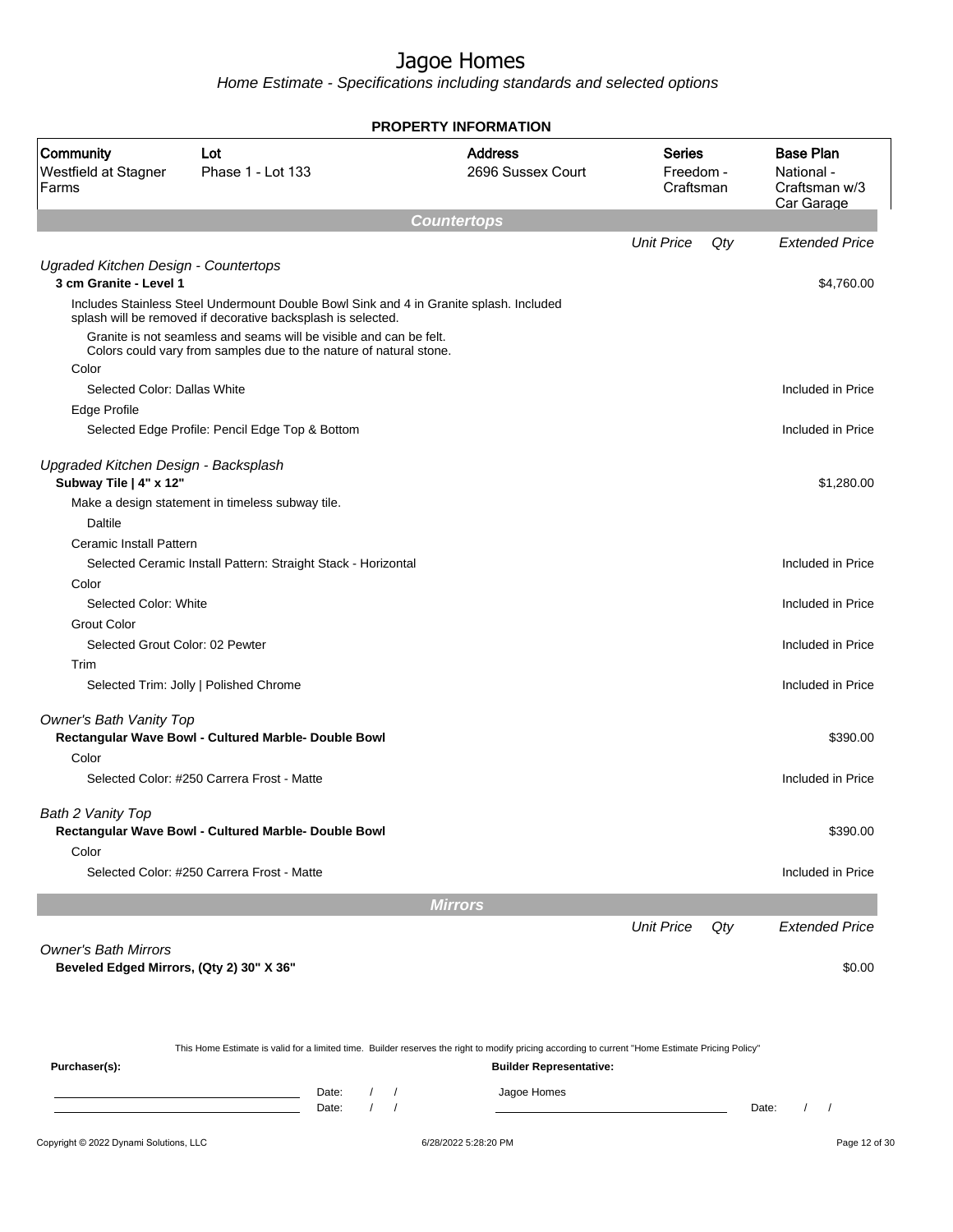# Jagoe Homes

*Home Estimate - Specifications including standards and selected options*

**PROPERTY INFORMATION**

| Community | Lot | Address | Series | Base Plan |
|---|---|---|---|---|
| Westfield at Stagner Farms | Phase 1 - Lot 133 | 2696 Sussex Court | Freedom - Craftsman | National - Craftsman w/3 Car Garage |

## Countertops

| | Unit Price | Qty | Extended Price |
|---|---|---|---|
| *Ugraded Kitchen Design - Countertops* | | | |
| **3 cm Granite - Level 1** | | | $4,760.00 |
| Includes Stainless Steel Undermount Double Bowl Sink and 4 in Granite splash. Included splash will be removed if decorative backsplash is selected. | | | |
| Granite is not seamless and seams will be visible and can be felt. Colors could vary from samples due to the nature of natural stone. | | | |
| Color | | | |
| Selected Color: Dallas White | | | Included in Price |
| Edge Profile | | | |
| Selected Edge Profile: Pencil Edge Top & Bottom | | | Included in Price |
| *Upgraded Kitchen Design - Backsplash* | | | |
| **Subway Tile \| 4" x 12"** | | | $1,280.00 |
| Make a design statement in timeless subway tile. | | | |
| Daltile | | | |
| Ceramic Install Pattern | | | |
| Selected Ceramic Install Pattern: Straight Stack - Horizontal | | | Included in Price |
| Color | | | |
| Selected Color: White | | | Included in Price |
| Grout Color | | | |
| Selected Grout Color: 02 Pewter | | | Included in Price |
| Trim | | | |
| Selected Trim: Jolly \| Polished Chrome | | | Included in Price |
| *Owner's Bath Vanity Top* | | | |
| **Rectangular Wave Bowl - Cultured Marble- Double Bowl** | | | $390.00 |
| Color | | | |
| Selected Color: #250 Carrera Frost - Matte | | | Included in Price |
| *Bath 2 Vanity Top* | | | |
| **Rectangular Wave Bowl - Cultured Marble- Double Bowl** | | | $390.00 |
| Color | | | |
| Selected Color: #250 Carrera Frost - Matte | | | Included in Price |

## Mirrors

| | Unit Price | Qty | Extended Price |
|---|---|---|---|
| *Owner's Bath Mirrors* | | | |
| **Beveled Edged Mirrors, (Qty 2) 30" X 36"** | | | $0.00 |

This Home Estimate is valid for a limited time. Builder reserves the right to modify pricing according to current "Home Estimate Pricing Policy"

**Purchaser(s):**

_______________________ Date: / /

_______________________ Date: / /

**Builder Representative:**

Jagoe Homes

_______________________ Date: / /

Copyright © 2022 Dynami Solutions, LLC — 6/28/2022 5:28:20 PM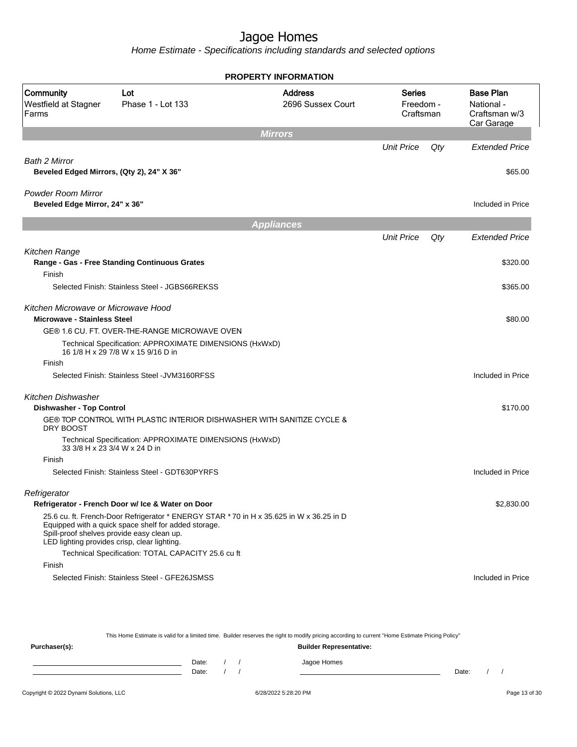# Jagoe Homes

*Home Estimate - Specifications including standards and selected options*

## PROPERTY INFORMATION

| Community | Lot | Address | Series | Base Plan |
|---|---|---|---|---|
| Westfield at Stagner Farms | Phase 1 - Lot 133 | 2696 Sussex Court | Freedom - Craftsman | National - Craftsman w/3 Car Garage |

## Mirrors

| | Unit Price | Qty | Extended Price |
|---|---|---|---|
| *Bath 2 Mirror* | | | |
| **Beveled Edged Mirrors, (Qty 2), 24" X 36"** | | | $65.00 |
| *Powder Room Mirror* | | | |
| **Beveled Edge Mirror, 24" x 36"** | | | Included in Price |

## Appliances

| | Unit Price | Qty | Extended Price |
|---|---|---|---|
| *Kitchen Range* | | | |
| **Range - Gas - Free Standing Continuous Grates** | | | $320.00 |
| Finish | | | |
| Selected Finish: Stainless Steel - JGBS66REKSS | | | $365.00 |
| *Kitchen Microwave or Microwave Hood* | | | |
| **Microwave - Stainless Steel** | | | $80.00 |
| GE® 1.6 CU. FT. OVER-THE-RANGE MICROWAVE OVEN | | | |
| Technical Specification: APPROXIMATE DIMENSIONS (HxWxD) 16 1/8 H x 29 7/8 W x 15 9/16 D in | | | |
| Finish | | | |
| Selected Finish: Stainless Steel -JVM3160RFSS | | | Included in Price |
| *Kitchen Dishwasher* | | | |
| **Dishwasher - Top Control** | | | $170.00 |
| GE® TOP CONTROL WITH PLASTIC INTERIOR DISHWASHER WITH SANITIZE CYCLE & DRY BOOST | | | |
| Technical Specification: APPROXIMATE DIMENSIONS (HxWxD) 33 3/8 H x 23 3/4 W x 24 D in | | | |
| Finish | | | |
| Selected Finish: Stainless Steel - GDT630PYRFS | | | Included in Price |
| *Refrigerator* | | | |
| **Refrigerator - French Door w/ Ice & Water on Door** | | | $2,830.00 |
| 25.6 cu. ft. French-Door Refrigerator * ENERGY STAR * 70 in H x 35.625 in W x 36.25 in D Equipped with a quick space shelf for added storage. Spill-proof shelves provide easy clean up. LED lighting provides crisp, clear lighting. | | | |
| Technical Specification: TOTAL CAPACITY 25.6 cu ft | | | |
| Finish | | | |
| Selected Finish: Stainless Steel - GFE26JSMSS | | | Included in Price |

This Home Estimate is valid for a limited time. Builder reserves the right to modify pricing according to current "Home Estimate Pricing Policy"

**Purchaser(s):** **Builder Representative:**

Date: / / Jagoe Homes

Date: / / Date: / /

Copyright © 2022 Dynami Solutions, LLC 6/28/2022 5:28:20 PM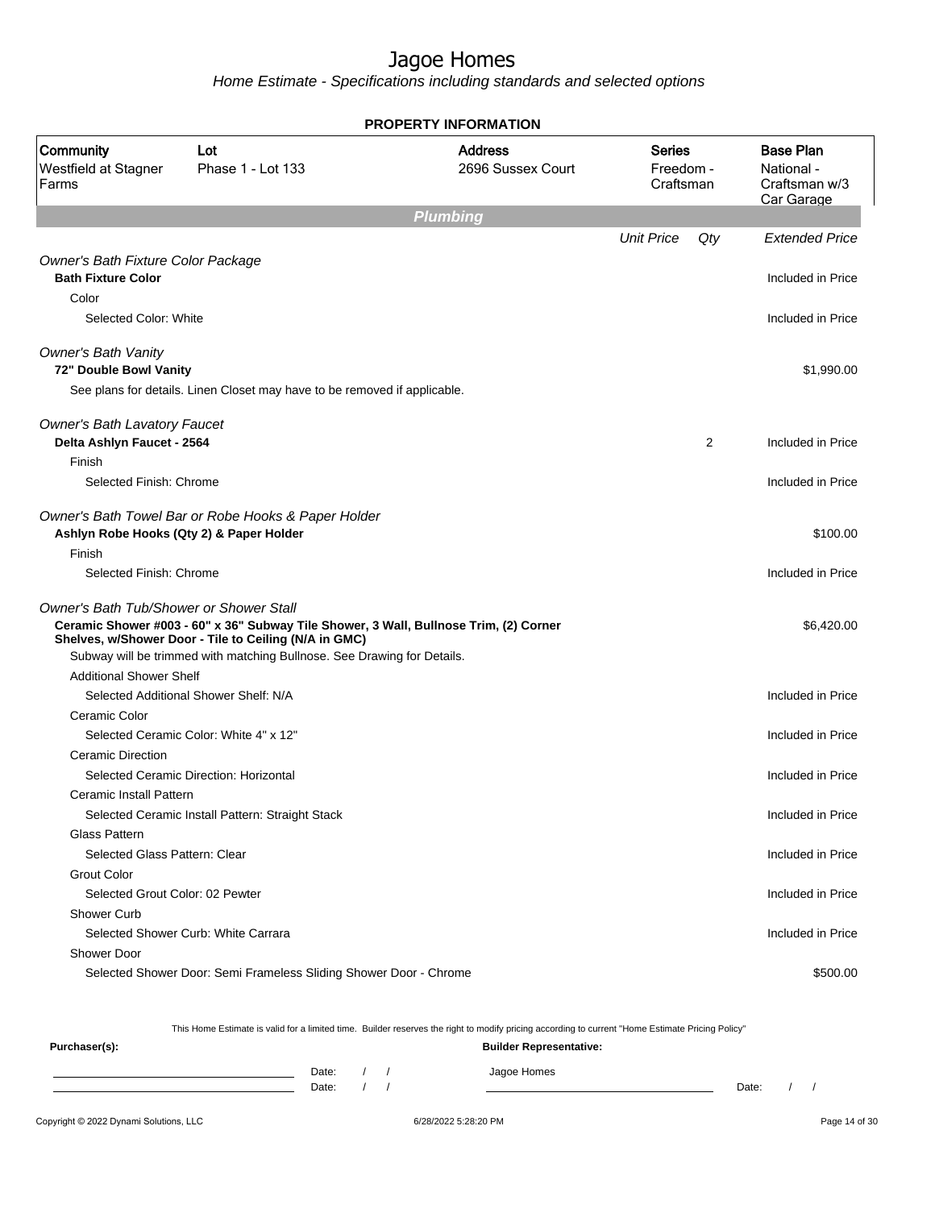# Jagoe Homes

*Home Estimate - Specifications including standards and selected options*

**PROPERTY INFORMATION**

| Community | Lot | Address | Series | Base Plan |
|---|---|---|---|---|
| Westfield at Stagner Farms | Phase 1 - Lot 133 | 2696 Sussex Court | Freedom - Craftsman | National - Craftsman w/3 Car Garage |

## Plumbing

| | Unit Price | Qty | Extended Price |
|---|---|---|---|
| *Owner's Bath Fixture Color Package* | | | |
| **Bath Fixture Color** | | | Included in Price |
| Color | | | |
| Selected Color: White | | | Included in Price |
| *Owner's Bath Vanity* | | | |
| **72" Double Bowl Vanity** | | | $1,990.00 |
| See plans for details. Linen Closet may have to be removed if applicable. | | | |
| *Owner's Bath Lavatory Faucet* | | | |
| **Delta Ashlyn Faucet - 2564** | | 2 | Included in Price |
| Finish | | | |
| Selected Finish: Chrome | | | Included in Price |
| *Owner's Bath Towel Bar or Robe Hooks & Paper Holder* | | | |
| **Ashlyn Robe Hooks (Qty 2) & Paper Holder** | | | $100.00 |
| Finish | | | |
| Selected Finish: Chrome | | | Included in Price |
| *Owner's Bath Tub/Shower or Shower Stall* | | | |
| **Ceramic Shower #003 - 60" x 36" Subway Tile Shower, 3 Wall, Bullnose Trim, (2) Corner Shelves, w/Shower Door - Tile to Ceiling (N/A in GMC)** | | | $6,420.00 |
| Subway will be trimmed with matching Bullnose. See Drawing for Details. | | | |
| Additional Shower Shelf | | | |
| Selected Additional Shower Shelf: N/A | | | Included in Price |
| Ceramic Color | | | |
| Selected Ceramic Color: White 4" x 12" | | | Included in Price |
| Ceramic Direction | | | |
| Selected Ceramic Direction: Horizontal | | | Included in Price |
| Ceramic Install Pattern | | | |
| Selected Ceramic Install Pattern: Straight Stack | | | Included in Price |
| Glass Pattern | | | |
| Selected Glass Pattern: Clear | | | Included in Price |
| Grout Color | | | |
| Selected Grout Color: 02 Pewter | | | Included in Price |
| Shower Curb | | | |
| Selected Shower Curb: White Carrara | | | Included in Price |
| Shower Door | | | |
| Selected Shower Door: Semi Frameless Sliding Shower Door - Chrome | | | $500.00 |

This Home Estimate is valid for a limited time. Builder reserves the right to modify pricing according to current "Home Estimate Pricing Policy"

**Purchaser(s):**

Date: / /

Date: / /

**Builder Representative:**

Jagoe Homes

Date: / /

Copyright © 2022 Dynami Solutions, LLC 6/28/2022 5:28:20 PM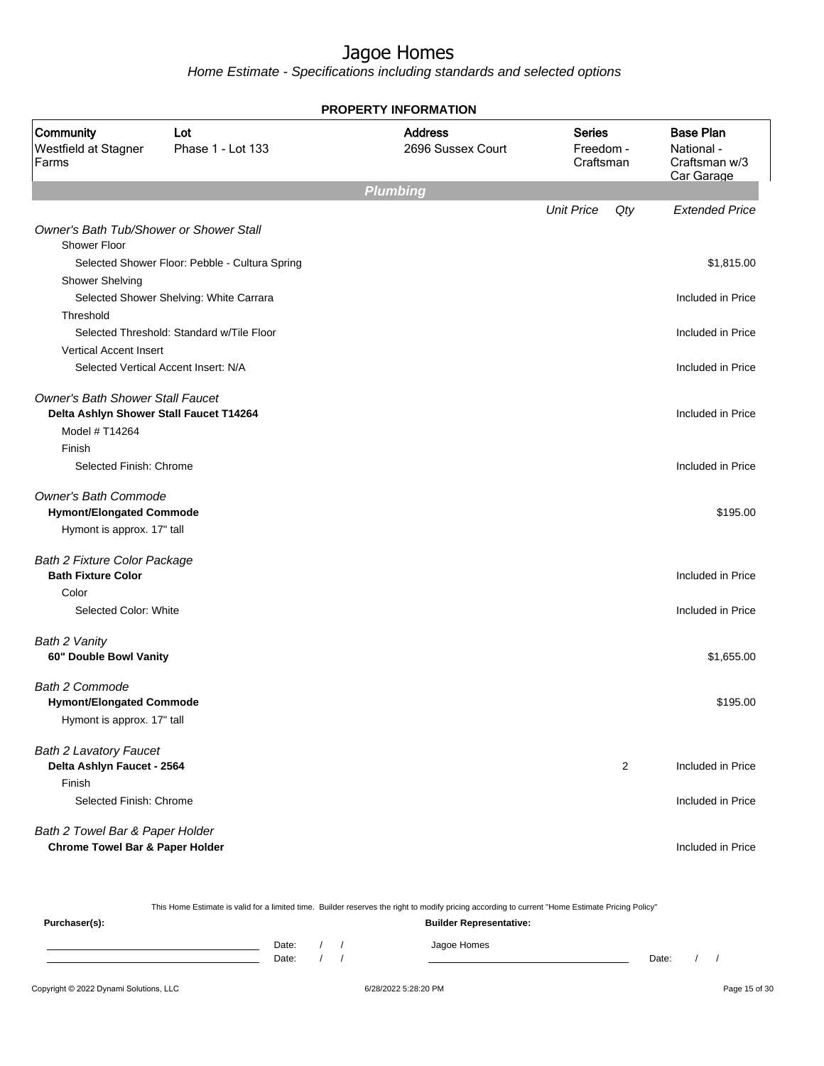# Jagoe Homes

*Home Estimate - Specifications including standards and selected options*

**PROPERTY INFORMATION**

| Community | Lot | Address | Series | Base Plan |
|---|---|---|---|---|
| Westfield at Stagner Farms | Phase 1 - Lot 133 | 2696 Sussex Court | Freedom - Craftsman | National - Craftsman w/3 Car Garage |

## Plumbing

| | Unit Price | Qty | Extended Price |
|---|---|---|---|
| *Owner's Bath Tub/Shower or Shower Stall* | | | |
| Shower Floor | | | |
| Selected Shower Floor: Pebble - Cultura Spring | | | $1,815.00 |
| Shower Shelving | | | |
| Selected Shower Shelving: White Carrara | | | Included in Price |
| Threshold | | | |
| Selected Threshold: Standard w/Tile Floor | | | Included in Price |
| Vertical Accent Insert | | | |
| Selected Vertical Accent Insert: N/A | | | Included in Price |
| *Owner's Bath Shower Stall Faucet* | | | |
| **Delta Ashlyn Shower Stall Faucet T14264** | | | Included in Price |
| Model # T14264 | | | |
| Finish | | | |
| Selected Finish: Chrome | | | Included in Price |
| *Owner's Bath Commode* | | | |
| **Hymont/Elongated Commode** | | | $195.00 |
| Hymont is approx. 17" tall | | | |
| *Bath 2 Fixture Color Package* | | | |
| **Bath Fixture Color** | | | Included in Price |
| Color | | | |
| Selected Color: White | | | Included in Price |
| *Bath 2 Vanity* | | | |
| **60" Double Bowl Vanity** | | | $1,655.00 |
| *Bath 2 Commode* | | | |
| **Hymont/Elongated Commode** | | | $195.00 |
| Hymont is approx. 17" tall | | | |
| *Bath 2 Lavatory Faucet* | | | |
| **Delta Ashlyn Faucet - 2564** | | 2 | Included in Price |
| Finish | | | |
| Selected Finish: Chrome | | | Included in Price |
| *Bath 2 Towel Bar & Paper Holder* | | | |
| **Chrome Towel Bar & Paper Holder** | | | Included in Price |

This Home Estimate is valid for a limited time. Builder reserves the right to modify pricing according to current "Home Estimate Pricing Policy"

**Purchaser(s):** Date: / / Date: / /

**Builder Representative:** Jagoe Homes Date: / /

Copyright © 2022 Dynami Solutions, LLC 6/28/2022 5:28:20 PM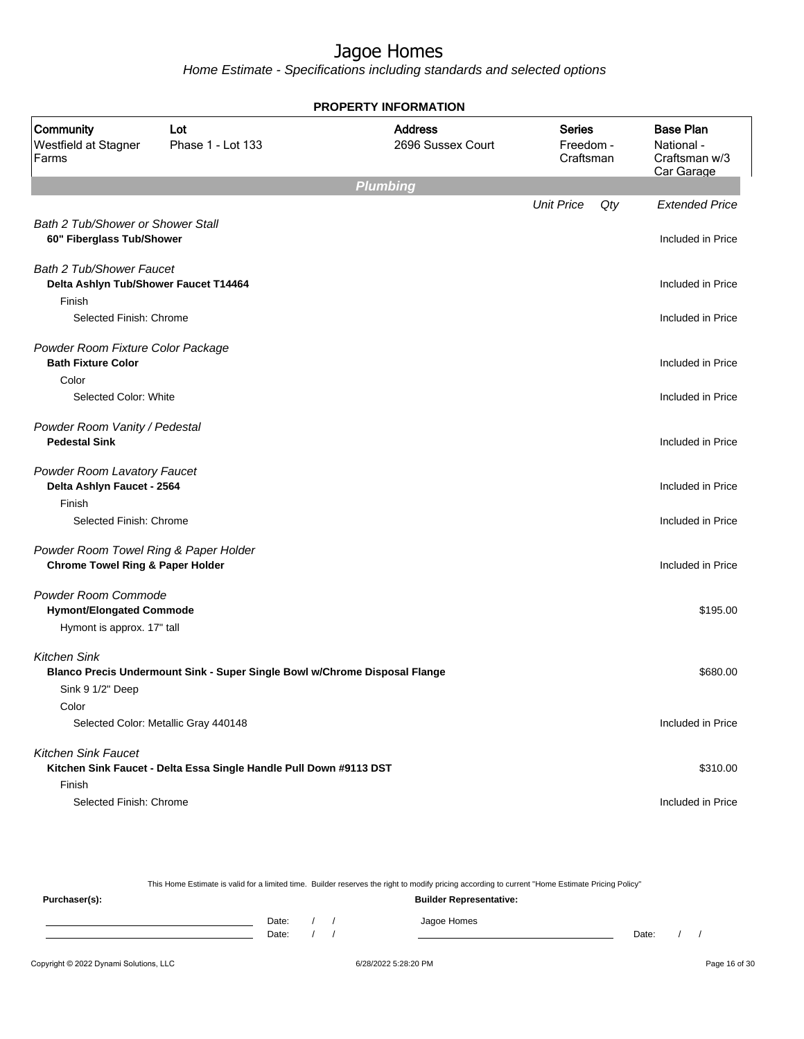# Jagoe Homes

Home Estimate - Specifications including standards and selected options

**PROPERTY INFORMATION**

| Community | Lot | Address | Series | Base Plan |
|---|---|---|---|---|
| Westfield at Stagner Farms | Phase 1 - Lot 133 | 2696 Sussex Court | Freedom - Craftsman | National - Craftsman w/3 Car Garage |

## Plumbing

| | Unit Price | Qty | Extended Price |
|---|---|---|---|
| *Bath 2 Tub/Shower or Shower Stall* | | | |
| **60" Fiberglass Tub/Shower** | | | Included in Price |
| *Bath 2 Tub/Shower Faucet* | | | |
| **Delta Ashlyn Tub/Shower Faucet T14464** | | | Included in Price |
| Finish | | | |
| Selected Finish: Chrome | | | Included in Price |
| *Powder Room Fixture Color Package* | | | |
| **Bath Fixture Color** | | | Included in Price |
| Color | | | |
| Selected Color: White | | | Included in Price |
| *Powder Room Vanity / Pedestal* | | | |
| **Pedestal Sink** | | | Included in Price |
| *Powder Room Lavatory Faucet* | | | |
| **Delta Ashlyn Faucet - 2564** | | | Included in Price |
| Finish | | | |
| Selected Finish: Chrome | | | Included in Price |
| *Powder Room Towel Ring & Paper Holder* | | | |
| **Chrome Towel Ring & Paper Holder** | | | Included in Price |
| *Powder Room Commode* | | | |
| **Hymont/Elongated Commode** | | | $195.00 |
| Hymont is approx. 17" tall | | | |
| *Kitchen Sink* | | | |
| **Blanco Precis Undermount Sink - Super Single Bowl w/Chrome Disposal Flange** | | | $680.00 |
| Sink 9 1/2" Deep | | | |
| Color | | | |
| Selected Color: Metallic Gray 440148 | | | Included in Price |
| *Kitchen Sink Faucet* | | | |
| **Kitchen Sink Faucet - Delta Essa Single Handle Pull Down #9113 DST** | | | $310.00 |
| Finish | | | |
| Selected Finish: Chrome | | | Included in Price |

This Home Estimate is valid for a limited time. Builder reserves the right to modify pricing according to current "Home Estimate Pricing Policy"

**Purchaser(s):**

Date: / /

Date: / /

**Builder Representative:**

Jagoe Homes

Date: / /

Copyright © 2022 Dynami Solutions, LLC — 6/28/2022 5:28:20 PM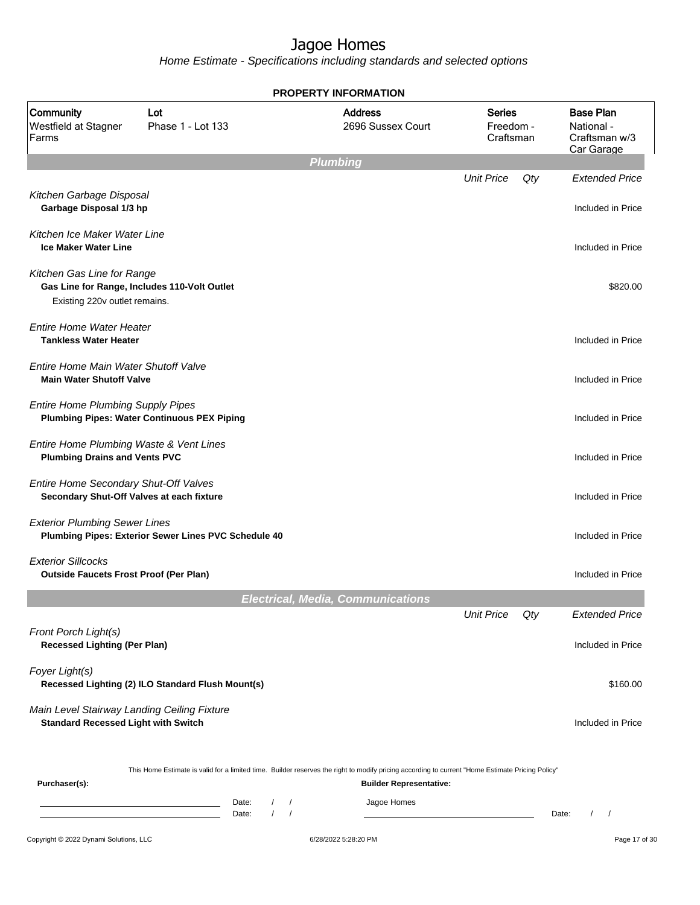# Jagoe Homes

*Home Estimate - Specifications including standards and selected options*

**PROPERTY INFORMATION**

| Community | Lot | Address | Series | Base Plan |
|---|---|---|---|---|
| Westfield at Stagner Farms | Phase 1 - Lot 133 | 2696 Sussex Court | Freedom - Craftsman | National - Craftsman w/3 Car Garage |

## Plumbing

| | Unit Price | Qty | Extended Price |
|---|---|---|---|
| *Kitchen Garbage Disposal* | | | |
| **Garbage Disposal 1/3 hp** | | | Included in Price |
| *Kitchen Ice Maker Water Line* | | | |
| **Ice Maker Water Line** | | | Included in Price |
| *Kitchen Gas Line for Range* | | | |
| **Gas Line for Range, Includes 110-Volt Outlet** | | | $820.00 |
| Existing 220v outlet remains. | | | |
| *Entire Home Water Heater* | | | |
| **Tankless Water Heater** | | | Included in Price |
| *Entire Home Main Water Shutoff Valve* | | | |
| **Main Water Shutoff Valve** | | | Included in Price |
| *Entire Home Plumbing Supply Pipes* | | | |
| **Plumbing Pipes: Water Continuous PEX Piping** | | | Included in Price |
| *Entire Home Plumbing Waste & Vent Lines* | | | |
| **Plumbing Drains and Vents PVC** | | | Included in Price |
| *Entire Home Secondary Shut-Off Valves* | | | |
| **Secondary Shut-Off Valves at each fixture** | | | Included in Price |
| *Exterior Plumbing Sewer Lines* | | | |
| **Plumbing Pipes: Exterior Sewer Lines PVC Schedule 40** | | | Included in Price |
| *Exterior Sillcocks* | | | |
| **Outside Faucets Frost Proof (Per Plan)** | | | Included in Price |

## Electrical, Media, Communications

| | Unit Price | Qty | Extended Price |
|---|---|---|---|
| *Front Porch Light(s)* | | | |
| **Recessed Lighting (Per Plan)** | | | Included in Price |
| *Foyer Light(s)* | | | |
| **Recessed Lighting (2) ILO Standard Flush Mount(s)** | | | $160.00 |
| *Main Level Stairway Landing Ceiling Fixture* | | | |
| **Standard Recessed Light with Switch** | | | Included in Price |

This Home Estimate is valid for a limited time. Builder reserves the right to modify pricing according to current "Home Estimate Pricing Policy"

**Purchaser(s):**

\_\_\_\_\_\_\_\_\_\_\_\_\_\_\_\_ Date: / /

\_\_\_\_\_\_\_\_\_\_\_\_\_\_\_\_ Date: / /

**Builder Representative:**

Jagoe Homes

\_\_\_\_\_\_\_\_\_\_\_\_\_\_\_\_ Date: / /

Copyright © 2022 Dynami Solutions, LLC 6/28/2022 5:28:20 PM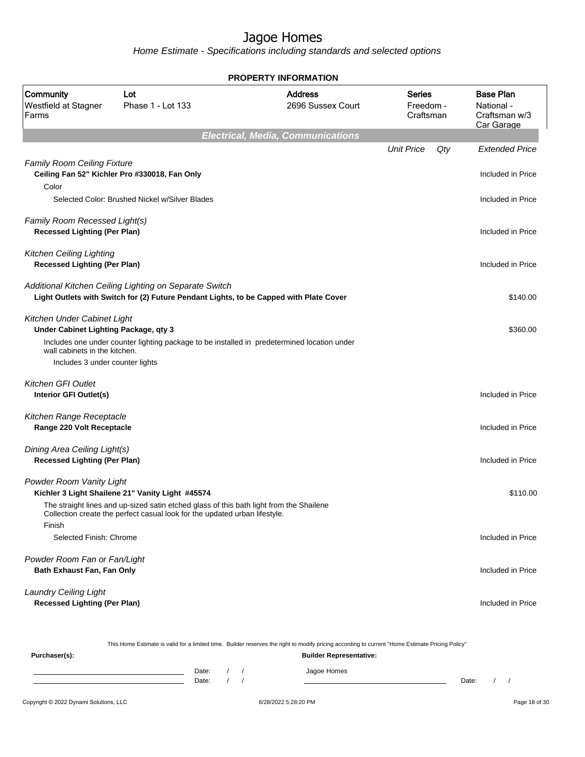# Jagoe Homes

*Home Estimate - Specifications including standards and selected options*

**PROPERTY INFORMATION**

| Community | Lot | Address | Series | Base Plan |
|---|---|---|---|---|
| Westfield at Stagner Farms | Phase 1 - Lot 133 | 2696 Sussex Court | Freedom - Craftsman | National - Craftsman w/3 Car Garage |

## Electrical, Media, Communications

| | Unit Price | Qty | Extended Price |
|---|---|---|---|
| *Family Room Ceiling Fixture* | | | |
| **Ceiling Fan 52" Kichler Pro #330018, Fan Only** | | | Included in Price |
| Color | | | |
| Selected Color: Brushed Nickel w/Silver Blades | | | Included in Price |
| *Family Room Recessed Light(s)* | | | |
| **Recessed Lighting (Per Plan)** | | | Included in Price |
| *Kitchen Ceiling Lighting* | | | |
| **Recessed Lighting (Per Plan)** | | | Included in Price |
| *Additional Kitchen Ceiling Lighting on Separate Switch* | | | |
| **Light Outlets with Switch for (2) Future Pendant Lights, to be Capped with Plate Cover** | | | $140.00 |
| *Kitchen Under Cabinet Light* | | | |
| **Under Cabinet Lighting Package, qty 3** | | | $360.00 |
| Includes one under counter lighting package to be installed in predetermined location under wall cabinets in the kitchen. | | | |
| Includes 3 under counter lights | | | |
| *Kitchen GFI Outlet* | | | |
| **Interior GFI Outlet(s)** | | | Included in Price |
| *Kitchen Range Receptacle* | | | |
| **Range 220 Volt Receptacle** | | | Included in Price |
| *Dining Area Ceiling Light(s)* | | | |
| **Recessed Lighting (Per Plan)** | | | Included in Price |
| *Powder Room Vanity Light* | | | |
| **Kichler 3 Light Shailene 21" Vanity Light #45574** | | | $110.00 |
| The straight lines and up-sized satin etched glass of this bath light from the Shailene Collection create the perfect casual look for the updated urban lifestyle. | | | |
| Finish | | | |
| Selected Finish: Chrome | | | Included in Price |
| *Powder Room Fan or Fan/Light* | | | |
| **Bath Exhaust Fan, Fan Only** | | | Included in Price |
| *Laundry Ceiling Light* | | | |
| **Recessed Lighting (Per Plan)** | | | Included in Price |

This Home Estimate is valid for a limited time. Builder reserves the right to modify pricing according to current "Home Estimate Pricing Policy"

**Purchaser(s):**

Date: / /

Date: / /

**Builder Representative:**

Jagoe Homes

Date: / /

Copyright © 2022 Dynami Solutions, LLC — 6/28/2022 5:28:20 PM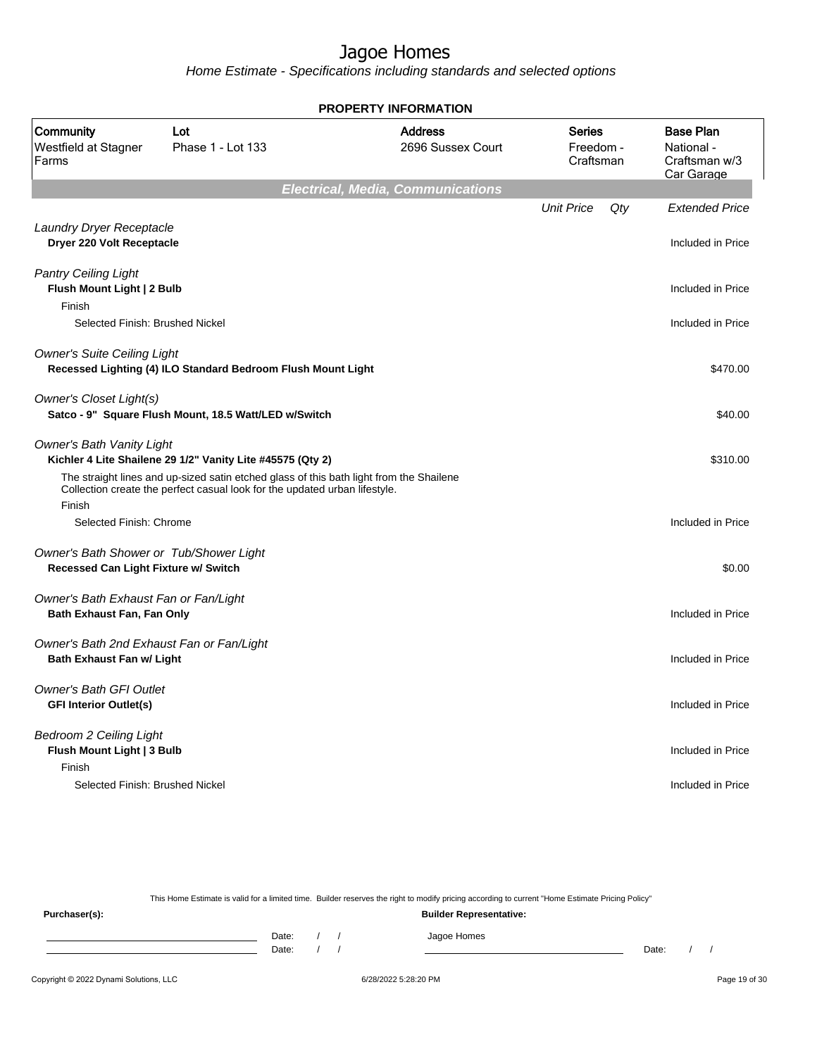# Jagoe Homes

*Home Estimate - Specifications including standards and selected options*

**PROPERTY INFORMATION**

| Community | Lot | Address | Series | Base Plan |
|---|---|---|---|---|
| Westfield at Stagner Farms | Phase 1 - Lot 133 | 2696 Sussex Court | Freedom - Craftsman | National - Craftsman w/3 Car Garage |

## *Electrical, Media, Communications*

| | Unit Price | Qty | Extended Price |
|---|---|---|---|
| *Laundry Dryer Receptacle* | | | |
| **Dryer 220 Volt Receptacle** | | | Included in Price |
| *Pantry Ceiling Light* | | | |
| **Flush Mount Light \| 2 Bulb** | | | Included in Price |
| Finish | | | |
| Selected Finish: Brushed Nickel | | | Included in Price |
| *Owner's Suite Ceiling Light* | | | |
| **Recessed Lighting (4) ILO Standard Bedroom Flush Mount Light** | | | $470.00 |
| *Owner's Closet Light(s)* | | | |
| **Satco - 9" Square Flush Mount, 18.5 Watt/LED w/Switch** | | | $40.00 |
| *Owner's Bath Vanity Light* | | | |
| **Kichler 4 Lite Shailene 29 1/2" Vanity Lite #45575 (Qty 2)** | | | $310.00 |
| The straight lines and up-sized satin etched glass of this bath light from the Shailene Collection create the perfect casual look for the updated urban lifestyle. | | | |
| Finish | | | |
| Selected Finish: Chrome | | | Included in Price |
| *Owner's Bath Shower or Tub/Shower Light* | | | |
| **Recessed Can Light Fixture w/ Switch** | | | $0.00 |
| *Owner's Bath Exhaust Fan or Fan/Light* | | | |
| **Bath Exhaust Fan, Fan Only** | | | Included in Price |
| *Owner's Bath 2nd Exhaust Fan or Fan/Light* | | | |
| **Bath Exhaust Fan w/ Light** | | | Included in Price |
| *Owner's Bath GFI Outlet* | | | |
| **GFI Interior Outlet(s)** | | | Included in Price |
| *Bedroom 2 Ceiling Light* | | | |
| **Flush Mount Light \| 3 Bulb** | | | Included in Price |
| Finish | | | |
| Selected Finish: Brushed Nickel | | | Included in Price |

This Home Estimate is valid for a limited time. Builder reserves the right to modify pricing according to current "Home Estimate Pricing Policy"

**Purchaser(s):** **Builder Representative:**

Date: / / Jagoe Homes

Date: / / Date: / /

Copyright © 2022 Dynami Solutions, LLC 6/28/2022 5:28:20 PM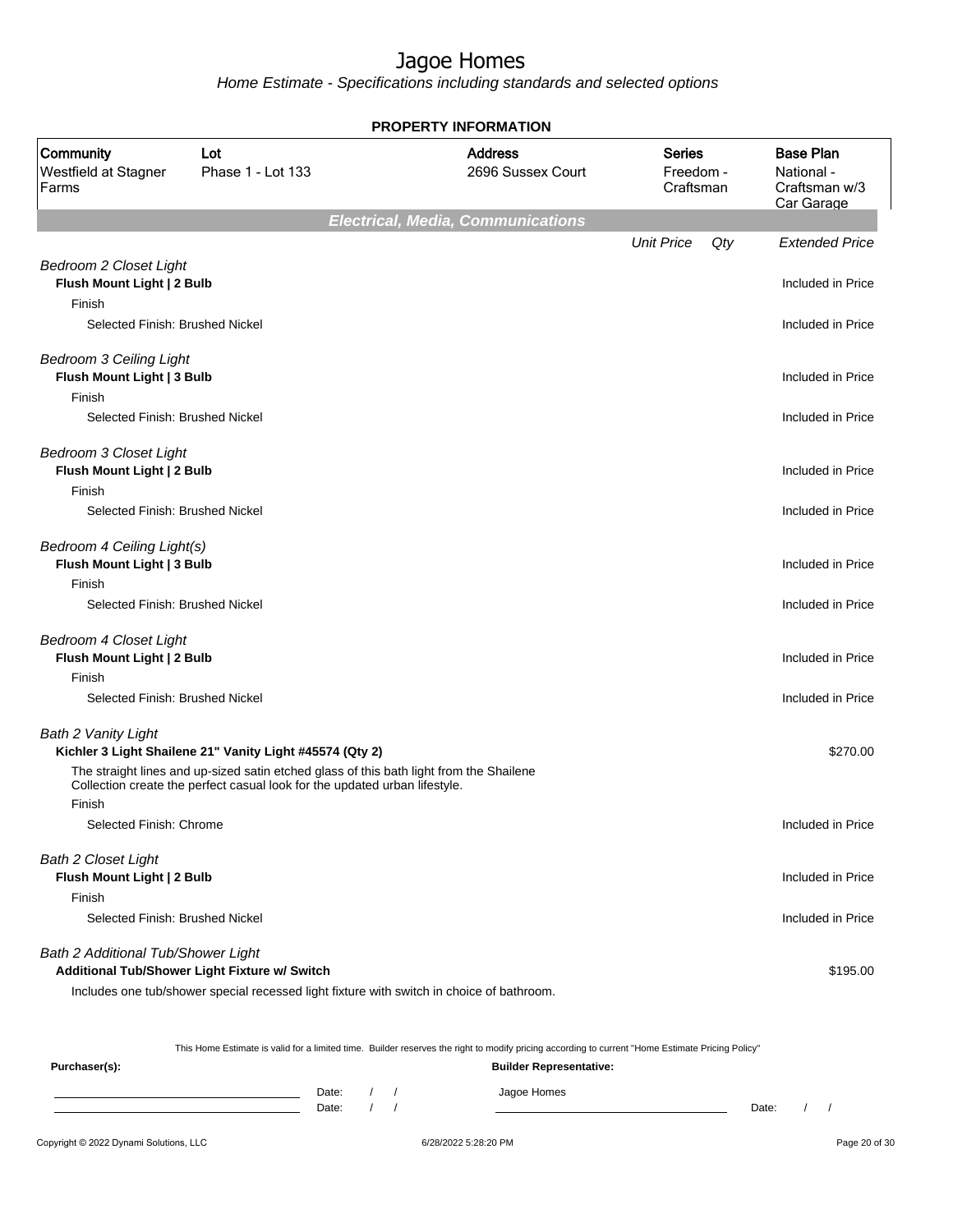# Jagoe Homes

Home Estimate - Specifications including standards and selected options

**PROPERTY INFORMATION**

| Community | Lot | Address | Series | Base Plan |
|---|---|---|---|---|
| Westfield at Stagner Farms | Phase 1 - Lot 133 | 2696 Sussex Court | Freedom - Craftsman | National - Craftsman w/3 Car Garage |

## Electrical, Media, Communications

| | Unit Price | Qty | Extended Price |
|---|---|---|---|
| *Bedroom 2 Closet Light* | | | |
| **Flush Mount Light \| 2 Bulb** | | | Included in Price |
| Finish | | | |
| Selected Finish: Brushed Nickel | | | Included in Price |
| *Bedroom 3 Ceiling Light* | | | |
| **Flush Mount Light \| 3 Bulb** | | | Included in Price |
| Finish | | | |
| Selected Finish: Brushed Nickel | | | Included in Price |
| *Bedroom 3 Closet Light* | | | |
| **Flush Mount Light \| 2 Bulb** | | | Included in Price |
| Finish | | | |
| Selected Finish: Brushed Nickel | | | Included in Price |
| *Bedroom 4 Ceiling Light(s)* | | | |
| **Flush Mount Light \| 3 Bulb** | | | Included in Price |
| Finish | | | |
| Selected Finish: Brushed Nickel | | | Included in Price |
| *Bedroom 4 Closet Light* | | | |
| **Flush Mount Light \| 2 Bulb** | | | Included in Price |
| Finish | | | |
| Selected Finish: Brushed Nickel | | | Included in Price |
| *Bath 2 Vanity Light* | | | |
| **Kichler 3 Light Shailene 21" Vanity Light #45574 (Qty 2)** | | | $270.00 |
| The straight lines and up-sized satin etched glass of this bath light from the Shailene Collection create the perfect casual look for the updated urban lifestyle. | | | |
| Finish | | | |
| Selected Finish: Chrome | | | Included in Price |
| *Bath 2 Closet Light* | | | |
| **Flush Mount Light \| 2 Bulb** | | | Included in Price |
| Finish | | | |
| Selected Finish: Brushed Nickel | | | Included in Price |
| *Bath 2 Additional Tub/Shower Light* | | | |
| **Additional Tub/Shower Light Fixture w/ Switch** | | | $195.00 |
| Includes one tub/shower special recessed light fixture with switch in choice of bathroom. | | | |

This Home Estimate is valid for a limited time. Builder reserves the right to modify pricing according to current "Home Estimate Pricing Policy"

**Purchaser(s):** **Builder Representative:**

Date: / / Jagoe Homes

Date: / / Date: / /

Copyright © 2022 Dynami Solutions, LLC 6/28/2022 5:28:20 PM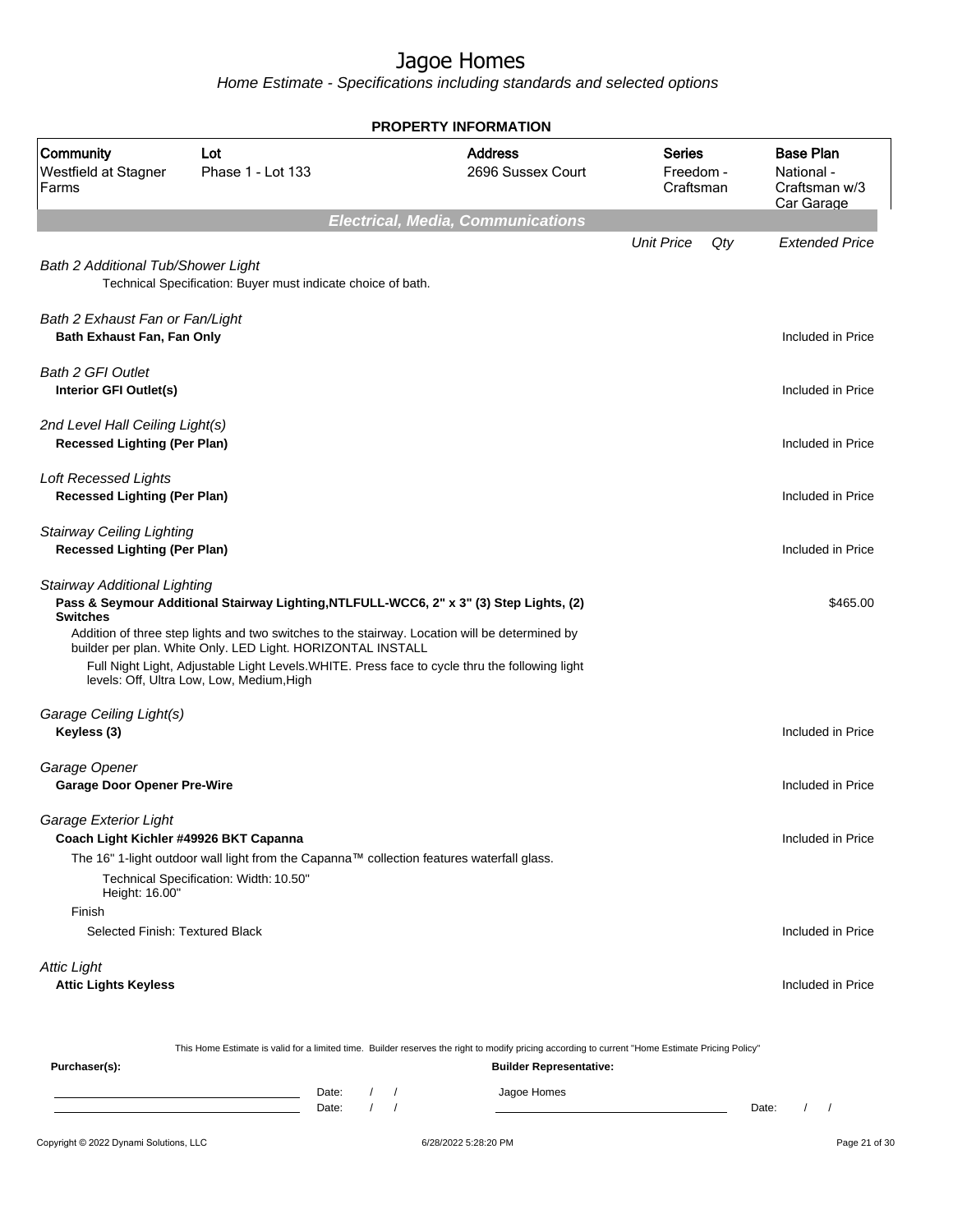# Jagoe Homes

*Home Estimate - Specifications including standards and selected options*

## PROPERTY INFORMATION

| Community | Lot | Address | Series | Base Plan |
|---|---|---|---|---|
| Westfield at Stagner Farms | Phase 1 - Lot 133 | 2696 Sussex Court | Freedom - Craftsman | National - Craftsman w/3 Car Garage |

## Electrical, Media, Communications

| | Unit Price | Qty | Extended Price |
|---|---|---|---|
| *Bath 2 Additional Tub/Shower Light* | | | |
| Technical Specification: Buyer must indicate choice of bath. | | | |
| *Bath 2 Exhaust Fan or Fan/Light* | | | |
| **Bath Exhaust Fan, Fan Only** | | | Included in Price |
| *Bath 2 GFI Outlet* | | | |
| **Interior GFI Outlet(s)** | | | Included in Price |
| *2nd Level Hall Ceiling Light(s)* | | | |
| **Recessed Lighting (Per Plan)** | | | Included in Price |
| *Loft Recessed Lights* | | | |
| **Recessed Lighting (Per Plan)** | | | Included in Price |
| *Stairway Ceiling Lighting* | | | |
| **Recessed Lighting (Per Plan)** | | | Included in Price |
| *Stairway Additional Lighting* | | | |
| **Pass & Seymour Additional Stairway Lighting,NTLFULL-WCC6, 2" x 3" (3) Step Lights, (2) Switches** | | | $465.00 |
| Addition of three step lights and two switches to the stairway. Location will be determined by builder per plan. White Only. LED Light. HORIZONTAL INSTALL | | | |
| Full Night Light, Adjustable Light Levels.WHITE. Press face to cycle thru the following light levels: Off, Ultra Low, Low, Medium,High | | | |
| *Garage Ceiling Light(s)* | | | |
| **Keyless (3)** | | | Included in Price |
| *Garage Opener* | | | |
| **Garage Door Opener Pre-Wire** | | | Included in Price |
| *Garage Exterior Light* | | | |
| **Coach Light Kichler #49926 BKT Capanna** | | | Included in Price |
| The 16" 1-light outdoor wall light from the Capanna™ collection features waterfall glass. | | | |
| Technical Specification: Width: 10.50" Height: 16.00" | | | |
| Finish | | | |
| Selected Finish: Textured Black | | | Included in Price |
| *Attic Light* | | | |
| **Attic Lights Keyless** | | | Included in Price |

This Home Estimate is valid for a limited time. Builder reserves the right to modify pricing according to current "Home Estimate Pricing Policy"

**Purchaser(s):** ______________________ Date: / / 
______________________ Date: / /

**Builder Representative:** Jagoe Homes ______________________ Date: / /

Copyright © 2022 Dynami Solutions, LLC — 6/28/2022 5:28:20 PM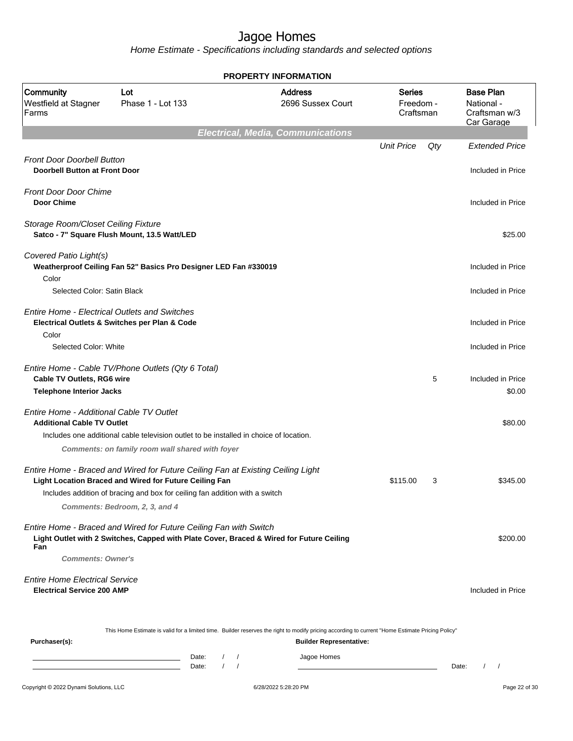# Jagoe Homes

*Home Estimate - Specifications including standards and selected options*

**PROPERTY INFORMATION**

| Community | Lot | Address | Series | Base Plan |
|---|---|---|---|---|
| Westfield at Stagner Farms | Phase 1 - Lot 133 | 2696 Sussex Court | Freedom - Craftsman | National - Craftsman w/3 Car Garage |

## Electrical, Media, Communications

| Item | Unit Price | Qty | Extended Price |
|---|---|---|---|
| *Front Door Doorbell Button* | | | |
| **Doorbell Button at Front Door** | | | Included in Price |
| *Front Door Door Chime* | | | |
| **Door Chime** | | | Included in Price |
| *Storage Room/Closet Ceiling Fixture* | | | |
| **Satco - 7" Square Flush Mount, 13.5 Watt/LED** | | | $25.00 |
| *Covered Patio Light(s)* | | | |
| **Weatherproof Ceiling Fan 52" Basics Pro Designer LED Fan #330019** | | | Included in Price |
| Color | | | |
| Selected Color: Satin Black | | | Included in Price |
| *Entire Home - Electrical Outlets and Switches* | | | |
| **Electrical Outlets & Switches per Plan & Code** | | | Included in Price |
| Color | | | |
| Selected Color: White | | | Included in Price |
| *Entire Home - Cable TV/Phone Outlets (Qty 6 Total)* | | | |
| **Cable TV Outlets, RG6 wire** | | 5 | Included in Price |
| **Telephone Interior Jacks** | | | $0.00 |
| *Entire Home - Additional Cable TV Outlet* | | | |
| **Additional Cable TV Outlet** | | | $80.00 |
| Includes one additional cable television outlet to be installed in choice of location. | | | |
| ***Comments: on family room wall shared with foyer*** | | | |
| *Entire Home - Braced and Wired for Future Ceiling Fan at Existing Ceiling Light* | | | |
| **Light Location Braced and Wired for Future Ceiling Fan** | $115.00 | 3 | $345.00 |
| Includes addition of bracing and box for ceiling fan addition with a switch | | | |
| ***Comments: Bedroom, 2, 3, and 4*** | | | |
| *Entire Home - Braced and Wired for Future Ceiling Fan with Switch* | | | |
| **Light Outlet with 2 Switches, Capped with Plate Cover, Braced & Wired for Future Ceiling Fan** | | | $200.00 |
| ***Comments: Owner's*** | | | |
| *Entire Home Electrical Service* | | | |
| **Electrical Service 200 AMP** | | | Included in Price |

This Home Estimate is valid for a limited time. Builder reserves the right to modify pricing according to current "Home Estimate Pricing Policy"

**Purchaser(s):** Date: / / Date: / /

**Builder Representative:** Jagoe Homes Date: / /

Copyright © 2022 Dynami Solutions, LLC 6/28/2022 5:28:20 PM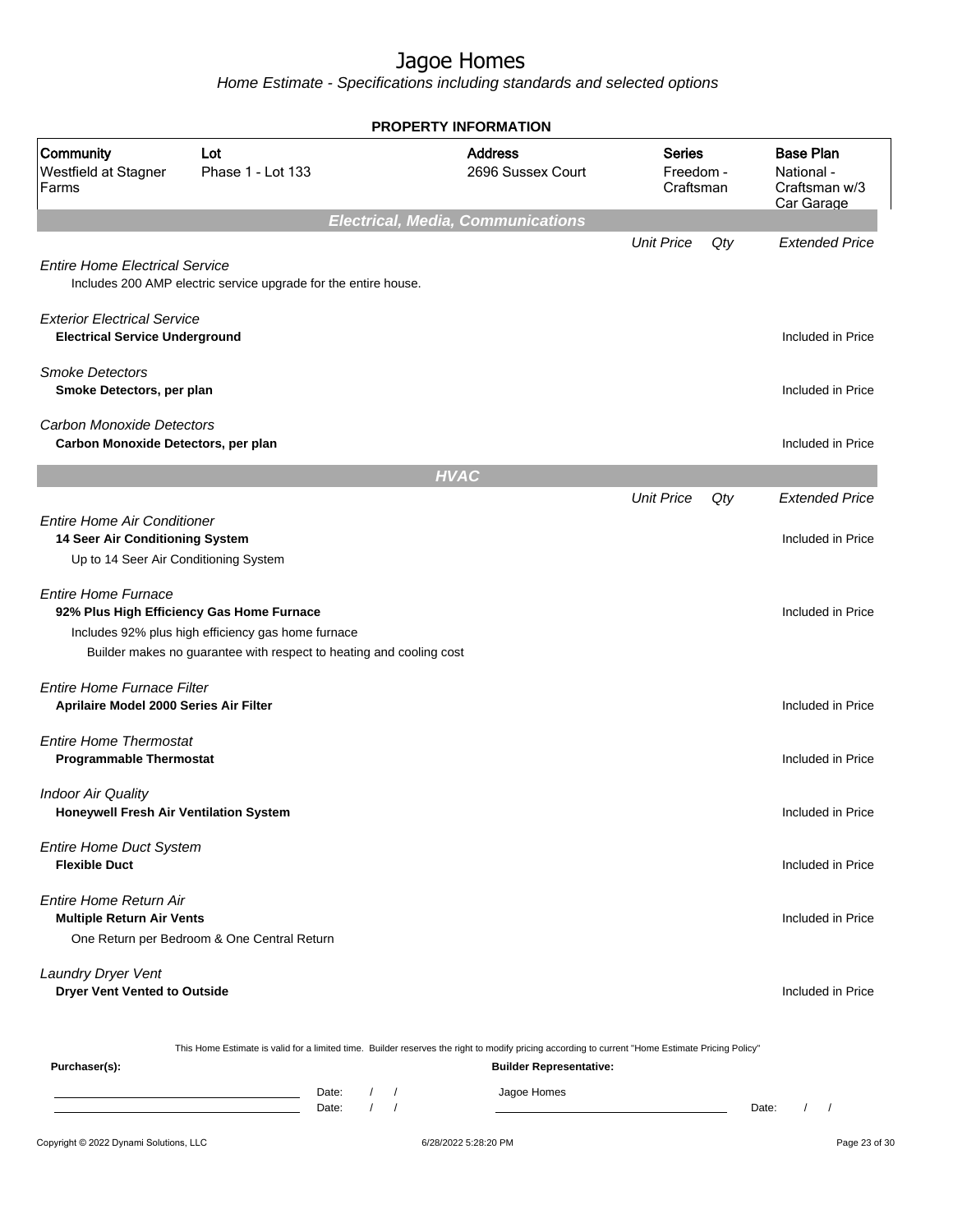# Jagoe Homes

*Home Estimate - Specifications including standards and selected options*

## PROPERTY INFORMATION

| Community | Lot | Address | Series | Base Plan |
|---|---|---|---|---|
| Westfield at Stagner Farms | Phase 1 - Lot 133 | 2696 Sussex Court | Freedom - Craftsman | National - Craftsman w/3 Car Garage |

### Electrical, Media, Communications

| | Unit Price | Qty | Extended Price |
|---|---|---|---|
| *Entire Home Electrical Service* | | | |
| Includes 200 AMP electric service upgrade for the entire house. | | | |
| *Exterior Electrical Service* | | | |
| **Electrical Service Underground** | | | Included in Price |
| *Smoke Detectors* | | | |
| **Smoke Detectors, per plan** | | | Included in Price |
| *Carbon Monoxide Detectors* | | | |
| **Carbon Monoxide Detectors, per plan** | | | Included in Price |

### HVAC

| | Unit Price | Qty | Extended Price |
|---|---|---|---|
| *Entire Home Air Conditioner* | | | |
| **14 Seer Air Conditioning System** | | | Included in Price |
| Up to 14 Seer Air Conditioning System | | | |
| *Entire Home Furnace* | | | |
| **92% Plus High Efficiency Gas Home Furnace** | | | Included in Price |
| Includes 92% plus high efficiency gas home furnace<br>Builder makes no guarantee with respect to heating and cooling cost | | | |
| *Entire Home Furnace Filter* | | | |
| **Aprilaire Model 2000 Series Air Filter** | | | Included in Price |
| *Entire Home Thermostat* | | | |
| **Programmable Thermostat** | | | Included in Price |
| *Indoor Air Quality* | | | |
| **Honeywell Fresh Air Ventilation System** | | | Included in Price |
| *Entire Home Duct System* | | | |
| **Flexible Duct** | | | Included in Price |
| *Entire Home Return Air* | | | |
| **Multiple Return Air Vents** | | | Included in Price |
| One Return per Bedroom & One Central Return | | | |
| *Laundry Dryer Vent* | | | |
| **Dryer Vent Vented to Outside** | | | Included in Price |

This Home Estimate is valid for a limited time. Builder reserves the right to modify pricing according to current "Home Estimate Pricing Policy"

**Purchaser(s):**

Date: / /

Date: / /

**Builder Representative:**

Jagoe Homes

Date: / /

Copyright © 2022 Dynami Solutions, LLC — 6/28/2022 5:28:20 PM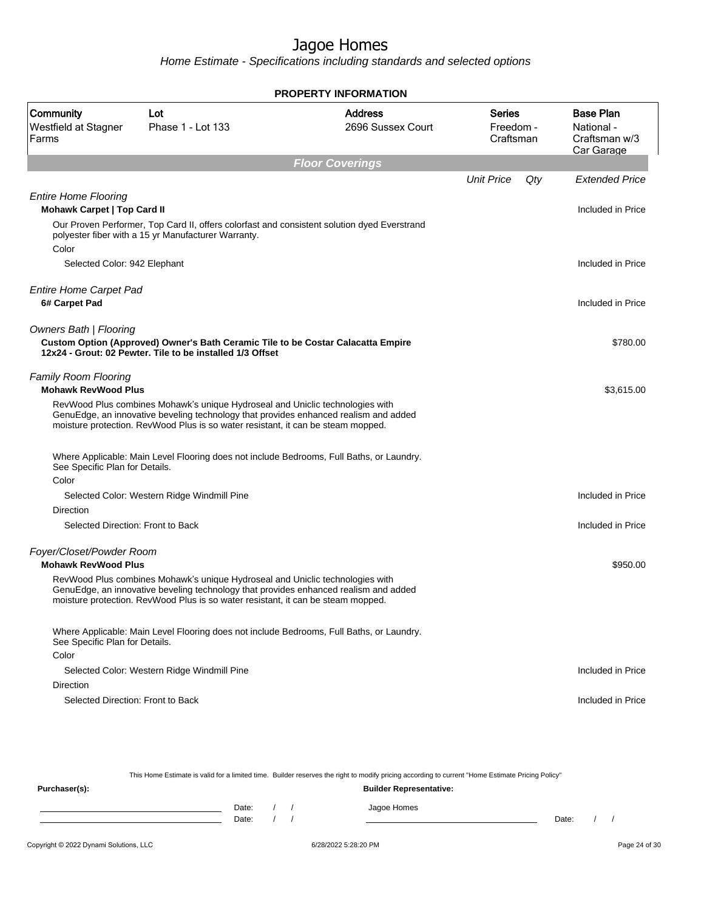# Jagoe Homes

*Home Estimate - Specifications including standards and selected options*

**PROPERTY INFORMATION**

| Community | Lot | Address | Series | Base Plan |
|---|---|---|---|---|
| Westfield at Stagner Farms | Phase 1 - Lot 133 | 2696 Sussex Court | Freedom - Craftsman | National - Craftsman w/3 Car Garage |

## Floor Coverings

| | Unit Price | Qty | Extended Price |
|---|---|---|---|
| *Entire Home Flooring* | | | |
| **Mohawk Carpet \| Top Card II** | | | Included in Price |
| Our Proven Performer, Top Card II, offers colorfast and consistent solution dyed Everstrand polyester fiber with a 15 yr Manufacturer Warranty. | | | |
| Color | | | |
| Selected Color: 942 Elephant | | | Included in Price |
| *Entire Home Carpet Pad* | | | |
| **6# Carpet Pad** | | | Included in Price |
| *Owners Bath \| Flooring* | | | |
| **Custom Option (Approved) Owner's Bath Ceramic Tile to be Costar Calacatta Empire 12x24 - Grout: 02 Pewter. Tile to be installed 1/3 Offset** | | | $780.00 |
| *Family Room Flooring* | | | |
| **Mohawk RevWood Plus** | | | $3,615.00 |
| RevWood Plus combines Mohawk's unique Hydroseal and Uniclic technologies with GenuEdge, an innovative beveling technology that provides enhanced realism and added moisture protection. RevWood Plus is so water resistant, it can be steam mopped. | | | |
| Where Applicable: Main Level Flooring does not include Bedrooms, Full Baths, or Laundry. See Specific Plan for Details. | | | |
| Color | | | |
| Selected Color: Western Ridge Windmill Pine | | | Included in Price |
| Direction | | | |
| Selected Direction: Front to Back | | | Included in Price |
| *Foyer/Closet/Powder Room* | | | |
| **Mohawk RevWood Plus** | | | $950.00 |
| RevWood Plus combines Mohawk's unique Hydroseal and Uniclic technologies with GenuEdge, an innovative beveling technology that provides enhanced realism and added moisture protection. RevWood Plus is so water resistant, it can be steam mopped. | | | |
| Where Applicable: Main Level Flooring does not include Bedrooms, Full Baths, or Laundry. See Specific Plan for Details. | | | |
| Color | | | |
| Selected Color: Western Ridge Windmill Pine | | | Included in Price |
| Direction | | | |
| Selected Direction: Front to Back | | | Included in Price |

This Home Estimate is valid for a limited time. Builder reserves the right to modify pricing according to current "Home Estimate Pricing Policy"

**Purchaser(s):**

Date: / /

Date: / /

**Builder Representative:**

Jagoe Homes

Date: / /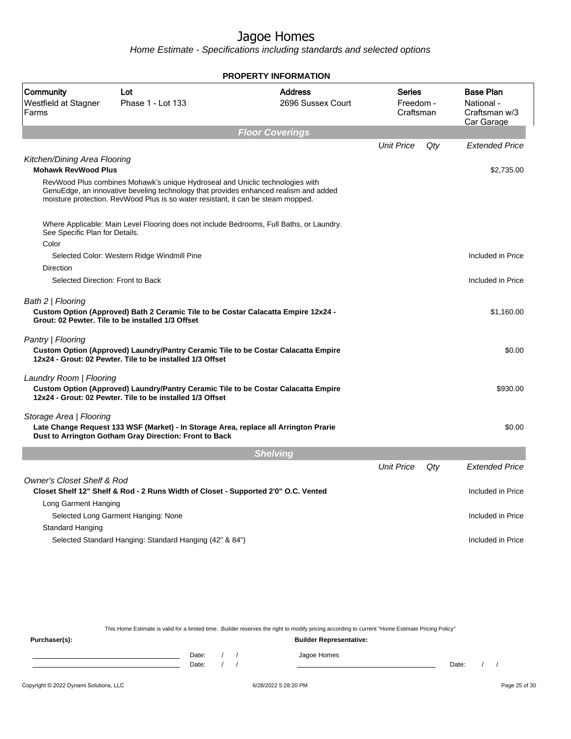# Jagoe Homes

*Home Estimate - Specifications including standards and selected options*

**PROPERTY INFORMATION**

| Community | Lot | Address | Series | Base Plan |
|---|---|---|---|---|
| Westfield at Stagner Farms | Phase 1 - Lot 133 | 2696 Sussex Court | Freedom - Craftsman | National - Craftsman w/3 Car Garage |

## Floor Coverings

| | Unit Price | Qty | Extended Price |
|---|---|---|---|
| *Kitchen/Dining Area Flooring* | | | |
| **Mohawk RevWood Plus** | | | $2,735.00 |
| RevWood Plus combines Mohawk's unique Hydroseal and Uniclic technologies with GenuEdge, an innovative beveling technology that provides enhanced realism and added moisture protection. RevWood Plus is so water resistant, it can be steam mopped. | | | |
| Where Applicable: Main Level Flooring does not include Bedrooms, Full Baths, or Laundry. See Specific Plan for Details. | | | |
| Color | | | |
| Selected Color: Western Ridge Windmill Pine | | | Included in Price |
| Direction | | | |
| Selected Direction: Front to Back | | | Included in Price |
| *Bath 2 \| Flooring* | | | |
| **Custom Option (Approved) Bath 2 Ceramic Tile to be Costar Calacatta Empire 12x24 - Grout: 02 Pewter. Tile to be installed 1/3 Offset** | | | $1,160.00 |
| *Pantry \| Flooring* | | | |
| **Custom Option (Approved) Laundry/Pantry Ceramic Tile to be Costar Calacatta Empire 12x24 - Grout: 02 Pewter. Tile to be installed 1/3 Offset** | | | $0.00 |
| *Laundry Room \| Flooring* | | | |
| **Custom Option (Approved) Laundry/Pantry Ceramic Tile to be Costar Calacatta Empire 12x24 - Grout: 02 Pewter. Tile to be installed 1/3 Offset** | | | $930.00 |
| *Storage Area \| Flooring* | | | |
| **Late Change Request 133 WSF (Market) - In Storage Area, replace all Arrington Prarie Dust to Arrington Gotham Gray Direction: Front to Back** | | | $0.00 |

## Shelving

| | Unit Price | Qty | Extended Price |
|---|---|---|---|
| *Owner's Closet Shelf & Rod* | | | |
| **Closet Shelf 12" Shelf & Rod - 2 Runs Width of Closet - Supported 2'0" O.C. Vented** | | | Included in Price |
| Long Garment Hanging | | | |
| Selected Long Garment Hanging: None | | | Included in Price |
| Standard Hanging | | | |
| Selected Standard Hanging: Standard Hanging (42" & 84") | | | Included in Price |

This Home Estimate is valid for a limited time. Builder reserves the right to modify pricing according to current "Home Estimate Pricing Policy"

**Purchaser(s):** &nbsp;&nbsp;&nbsp;&nbsp; **Builder Representative:**

Date: / / &nbsp;&nbsp;&nbsp;&nbsp; Jagoe Homes

Date: / / &nbsp;&nbsp;&nbsp;&nbsp; Date: / /

Copyright © 2022 Dynami Solutions, LLC &nbsp;&nbsp;&nbsp;&nbsp; 6/28/2022 5:28:20 PM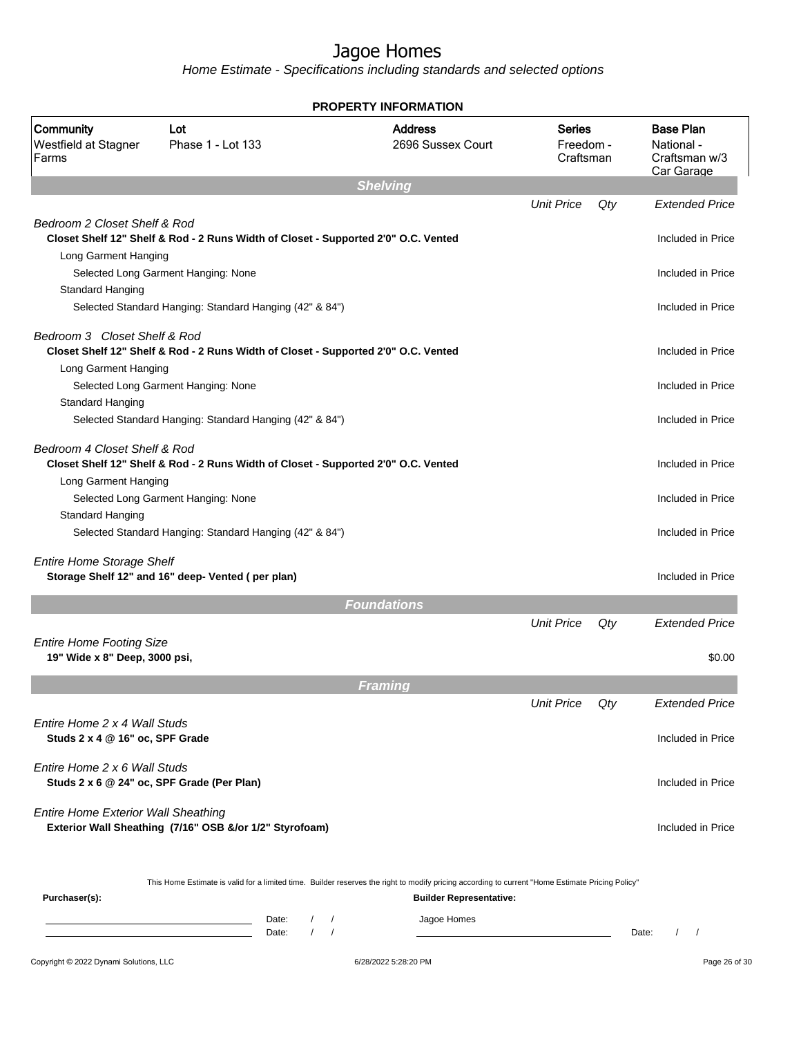# Jagoe Homes

*Home Estimate - Specifications including standards and selected options*

**PROPERTY INFORMATION**

| Community | Lot | Address | Series | Base Plan |
|---|---|---|---|---|
| Westfield at Stagner Farms | Phase 1 - Lot 133 | 2696 Sussex Court | Freedom - Craftsman | National - Craftsman w/3 Car Garage |

## Shelving

| | Unit Price | Qty | Extended Price |
|---|---|---|---|
| *Bedroom 2 Closet Shelf & Rod* | | | |
| **Closet Shelf 12" Shelf & Rod - 2 Runs Width of Closet - Supported 2'0" O.C. Vented** | | | Included in Price |
| Long Garment Hanging | | | |
| Selected Long Garment Hanging: None | | | Included in Price |
| Standard Hanging | | | |
| Selected Standard Hanging: Standard Hanging (42" & 84") | | | Included in Price |
| *Bedroom 3 Closet Shelf & Rod* | | | |
| **Closet Shelf 12" Shelf & Rod - 2 Runs Width of Closet - Supported 2'0" O.C. Vented** | | | Included in Price |
| Long Garment Hanging | | | |
| Selected Long Garment Hanging: None | | | Included in Price |
| Standard Hanging | | | |
| Selected Standard Hanging: Standard Hanging (42" & 84") | | | Included in Price |
| *Bedroom 4 Closet Shelf & Rod* | | | |
| **Closet Shelf 12" Shelf & Rod - 2 Runs Width of Closet - Supported 2'0" O.C. Vented** | | | Included in Price |
| Long Garment Hanging | | | |
| Selected Long Garment Hanging: None | | | Included in Price |
| Standard Hanging | | | |
| Selected Standard Hanging: Standard Hanging (42" & 84") | | | Included in Price |
| *Entire Home Storage Shelf* | | | |
| **Storage Shelf 12" and 16" deep- Vented ( per plan)** | | | Included in Price |

## Foundations

| | Unit Price | Qty | Extended Price |
|---|---|---|---|
| *Entire Home Footing Size* | | | |
| **19" Wide x 8" Deep, 3000 psi,** | | | $0.00 |

## Framing

| | Unit Price | Qty | Extended Price |
|---|---|---|---|
| *Entire Home 2 x 4 Wall Studs* | | | |
| **Studs 2 x 4 @ 16" oc, SPF Grade** | | | Included in Price |
| *Entire Home 2 x 6 Wall Studs* | | | |
| **Studs 2 x 6 @ 24" oc, SPF Grade (Per Plan)** | | | Included in Price |
| *Entire Home Exterior Wall Sheathing* | | | |
| **Exterior Wall Sheathing (7/16" OSB &/or 1/2" Styrofoam)** | | | Included in Price |

This Home Estimate is valid for a limited time. Builder reserves the right to modify pricing according to current "Home Estimate Pricing Policy"

**Purchaser(s):** 

Date: / /

Date: / /

**Builder Representative:**

Jagoe Homes

Date: / /

Copyright © 2022 Dynami Solutions, LLC — 6/28/2022 5:28:20 PM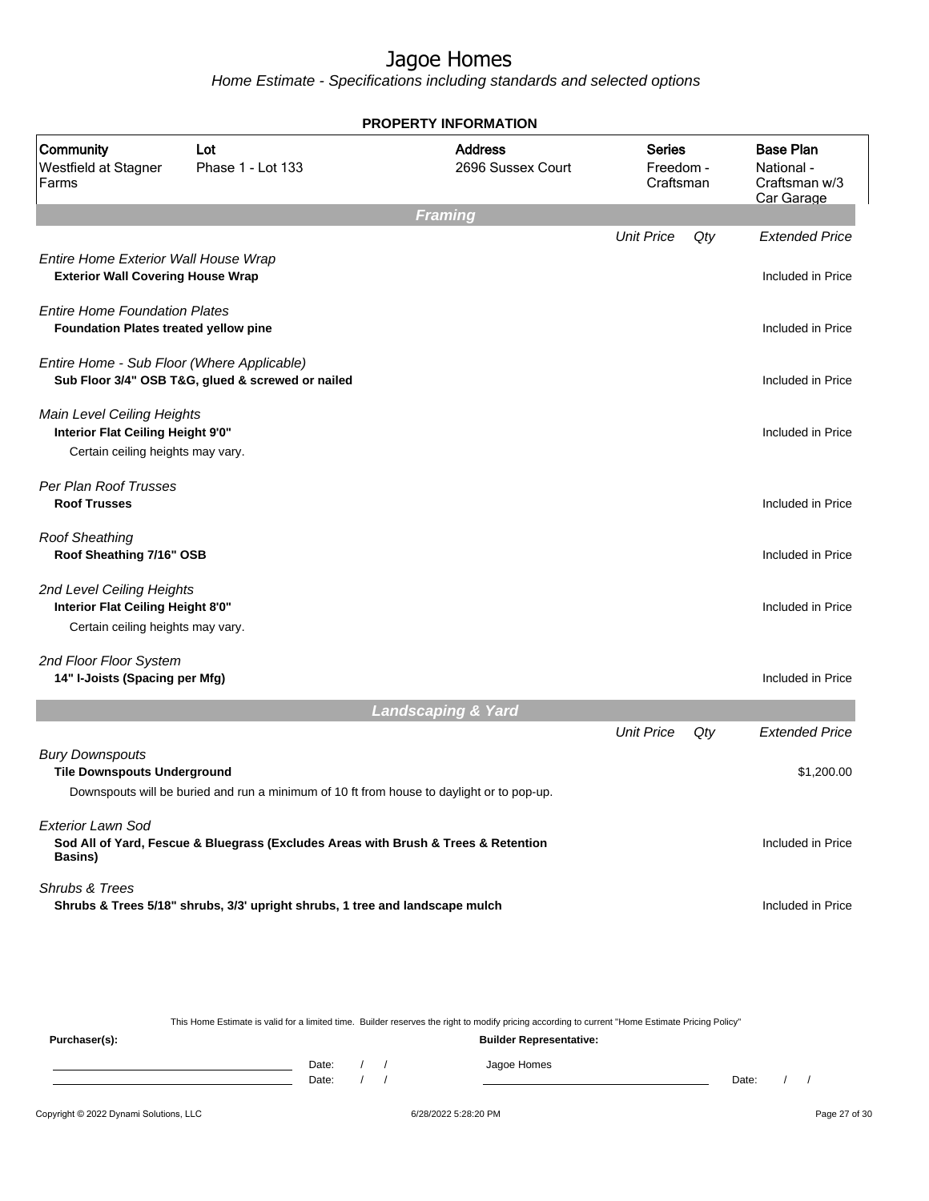# Jagoe Homes

*Home Estimate - Specifications including standards and selected options*

**PROPERTY INFORMATION**

| Community | Lot | Address | Series | Base Plan |
|---|---|---|---|---|
| Westfield at Stagner Farms | Phase 1 - Lot 133 | 2696 Sussex Court | Freedom - Craftsman | National - Craftsman w/3 Car Garage |

## Framing

| | Unit Price | Qty | Extended Price |
|---|---|---|---|
| *Entire Home Exterior Wall House Wrap*<br>**Exterior Wall Covering House Wrap** | | | Included in Price |
| *Entire Home Foundation Plates*<br>**Foundation Plates treated yellow pine** | | | Included in Price |
| *Entire Home - Sub Floor (Where Applicable)*<br>**Sub Floor 3/4" OSB T&G, glued & screwed or nailed** | | | Included in Price |
| *Main Level Ceiling Heights*<br>**Interior Flat Ceiling Height 9'0"**<br>Certain ceiling heights may vary. | | | Included in Price |
| *Per Plan Roof Trusses*<br>**Roof Trusses** | | | Included in Price |
| *Roof Sheathing*<br>**Roof Sheathing 7/16" OSB** | | | Included in Price |
| *2nd Level Ceiling Heights*<br>**Interior Flat Ceiling Height 8'0"**<br>Certain ceiling heights may vary. | | | Included in Price |
| *2nd Floor Floor System*<br>**14" I-Joists (Spacing per Mfg)** | | | Included in Price |

## Landscaping & Yard

| | Unit Price | Qty | Extended Price |
|---|---|---|---|
| *Bury Downspouts*<br>**Tile Downspouts Underground**<br>Downspouts will be buried and run a minimum of 10 ft from house to daylight or to pop-up. | | | $1,200.00 |
| *Exterior Lawn Sod*<br>**Sod All of Yard, Fescue & Bluegrass (Excludes Areas with Brush & Trees & Retention Basins)** | | | Included in Price |
| *Shrubs & Trees*<br>**Shrubs & Trees 5/18" shrubs, 3/3' upright shrubs, 1 tree and landscape mulch** | | | Included in Price |

This Home Estimate is valid for a limited time. Builder reserves the right to modify pricing according to current "Home Estimate Pricing Policy"

**Purchaser(s):** Date: / / Date: / /

**Builder Representative:** Jagoe Homes Date: / /

Copyright © 2022 Dynami Solutions, LLC 6/28/2022 5:28:20 PM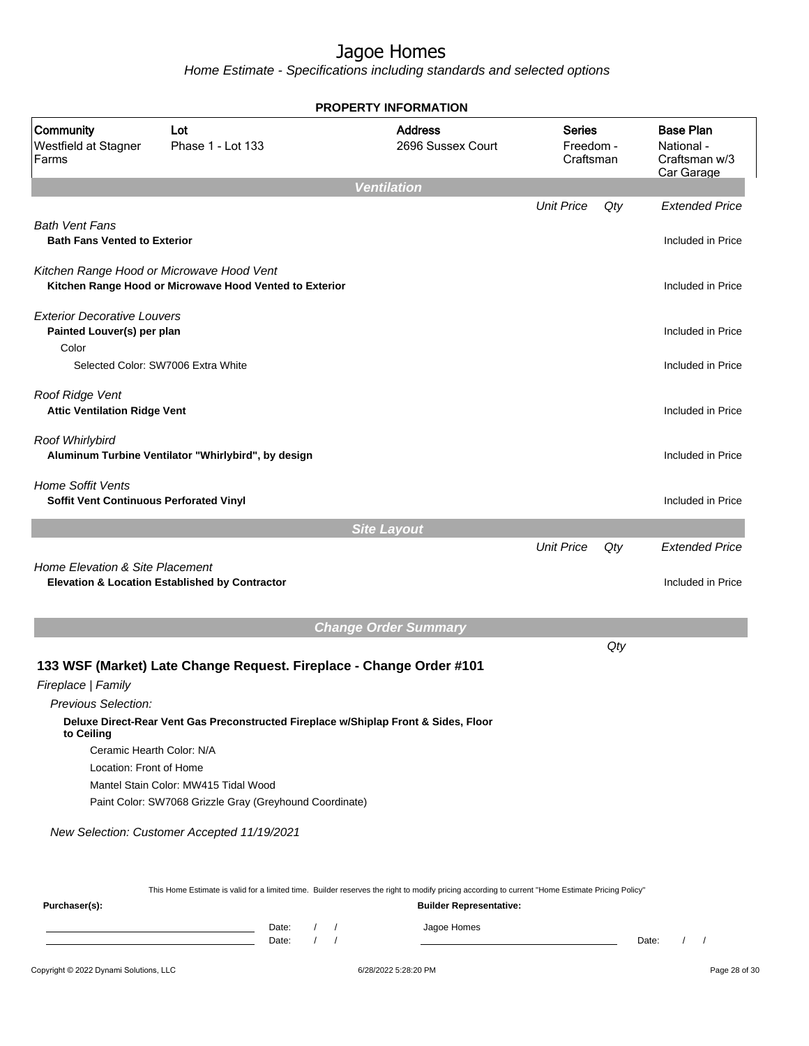# Jagoe Homes

*Home Estimate - Specifications including standards and selected options*

**PROPERTY INFORMATION**

| Community | Lot | Address | Series | Base Plan |
|---|---|---|---|---|
| Westfield at Stagner Farms | Phase 1 - Lot 133 | 2696 Sussex Court | Freedom - Craftsman | National - Craftsman w/3 Car Garage |

## Ventilation

| | Unit Price | Qty | Extended Price |
|---|---|---|---|
| *Bath Vent Fans* | | | |
| **Bath Fans Vented to Exterior** | | | Included in Price |
| *Kitchen Range Hood or Microwave Hood Vent* | | | |
| **Kitchen Range Hood or Microwave Hood Vented to Exterior** | | | Included in Price |
| *Exterior Decorative Louvers* | | | |
| **Painted Louver(s) per plan** | | | Included in Price |
| Color | | | |
| Selected Color: SW7006 Extra White | | | Included in Price |
| *Roof Ridge Vent* | | | |
| **Attic Ventilation Ridge Vent** | | | Included in Price |
| *Roof Whirlybird* | | | |
| **Aluminum Turbine Ventilator "Whirlybird", by design** | | | Included in Price |
| *Home Soffit Vents* | | | |
| **Soffit Vent Continuous Perforated Vinyl** | | | Included in Price |

## Site Layout

| | Unit Price | Qty | Extended Price |
|---|---|---|---|
| *Home Elevation & Site Placement* | | | |
| **Elevation & Location Established by Contractor** | | | Included in Price |

## Change Order Summary

Qty

### 133 WSF (Market) Late Change Request. Fireplace - Change Order #101

*Fireplace | Family*

*Previous Selection:*

**Deluxe Direct-Rear Vent Gas Preconstructed Fireplace w/Shiplap Front & Sides, Floor to Ceiling**

Ceramic Hearth Color: N/A

Location: Front of Home

Mantel Stain Color: MW415 Tidal Wood

Paint Color: SW7068 Grizzle Gray (Greyhound Coordinate)

*New Selection: Customer Accepted 11/19/2021*

This Home Estimate is valid for a limited time. Builder reserves the right to modify pricing according to current "Home Estimate Pricing Policy"

**Purchaser(s):**

______________________ Date: / /

______________________ Date: / /

**Builder Representative:**

Jagoe Homes

______________________ Date: / /

Copyright © 2022 Dynami Solutions, LLC 6/28/2022 5:28:20 PM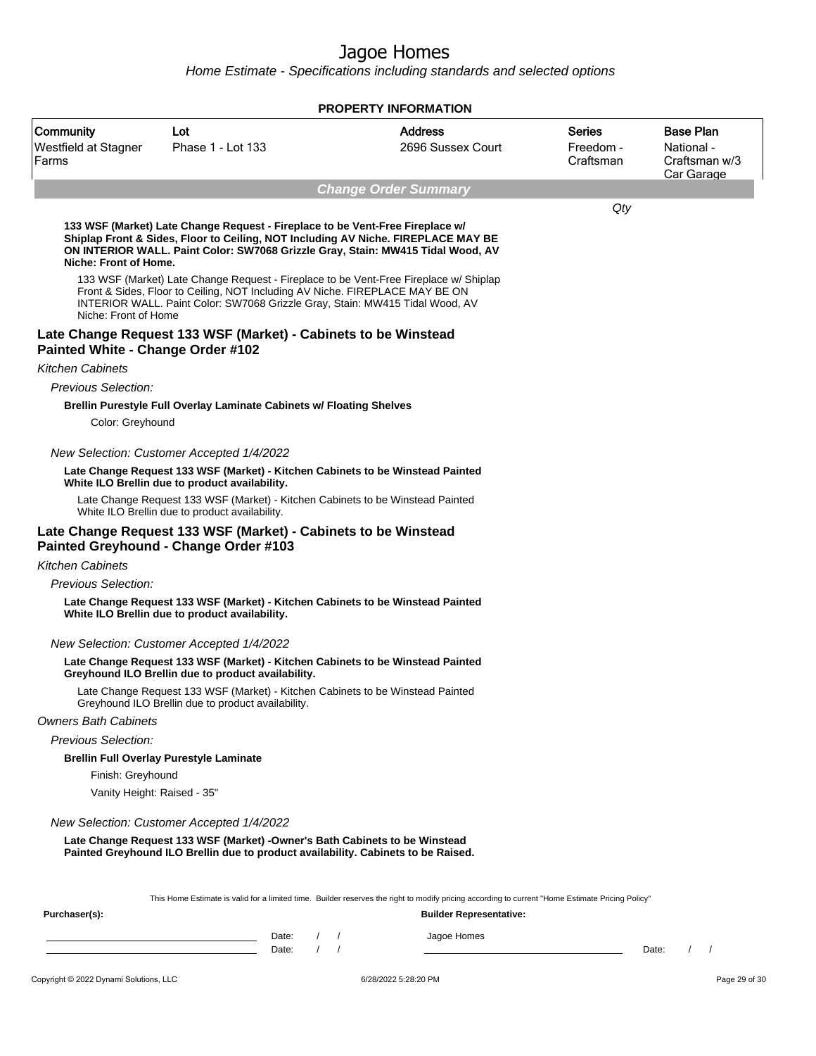# Jagoe Homes

*Home Estimate - Specifications including standards and selected options*

**PROPERTY INFORMATION**

| Community | Lot | Address | Series | Base Plan |
|---|---|---|---|---|
| Westfield at Stagner Farms | Phase 1 - Lot 133 | 2696 Sussex Court | Freedom - Craftsman | National - Craftsman w/3 Car Garage |

***Change Order Summary***

*Qty*

**133 WSF (Market) Late Change Request - Fireplace to be Vent-Free Fireplace w/ Shiplap Front & Sides, Floor to Ceiling, NOT Including AV Niche. FIREPLACE MAY BE ON INTERIOR WALL. Paint Color: SW7068 Grizzle Gray, Stain: MW415 Tidal Wood, AV Niche: Front of Home.**

133 WSF (Market) Late Change Request - Fireplace to be Vent-Free Fireplace w/ Shiplap Front & Sides, Floor to Ceiling, NOT Including AV Niche. FIREPLACE MAY BE ON INTERIOR WALL. Paint Color: SW7068 Grizzle Gray, Stain: MW415 Tidal Wood, AV Niche: Front of Home

## Late Change Request 133 WSF (Market) - Cabinets to be Winstead Painted White - Change Order #102

*Kitchen Cabinets*

*Previous Selection:*

**Brellin Purestyle Full Overlay Laminate Cabinets w/ Floating Shelves**

Color: Greyhound

*New Selection: Customer Accepted 1/4/2022*

**Late Change Request 133 WSF (Market) - Kitchen Cabinets to be Winstead Painted White ILO Brellin due to product availability.**

Late Change Request 133 WSF (Market) - Kitchen Cabinets to be Winstead Painted White ILO Brellin due to product availability.

## Late Change Request 133 WSF (Market) - Cabinets to be Winstead Painted Greyhound - Change Order #103

*Kitchen Cabinets*

*Previous Selection:*

**Late Change Request 133 WSF (Market) - Kitchen Cabinets to be Winstead Painted White ILO Brellin due to product availability.**

*New Selection: Customer Accepted 1/4/2022*

**Late Change Request 133 WSF (Market) - Kitchen Cabinets to be Winstead Painted Greyhound ILO Brellin due to product availability.**

Late Change Request 133 WSF (Market) - Kitchen Cabinets to be Winstead Painted Greyhound ILO Brellin due to product availability.

*Owners Bath Cabinets*

*Previous Selection:*

**Brellin Full Overlay Purestyle Laminate**

Finish: Greyhound

Vanity Height: Raised - 35"

*New Selection: Customer Accepted 1/4/2022*

**Late Change Request 133 WSF (Market) -Owner's Bath Cabinets to be Winstead Painted Greyhound ILO Brellin due to product availability. Cabinets to be Raised.**

This Home Estimate is valid for a limited time. Builder reserves the right to modify pricing according to current "Home Estimate Pricing Policy"

**Purchaser(s):** 

Date: / /

Date: / /

**Builder Representative:**

Jagoe Homes

Date: / /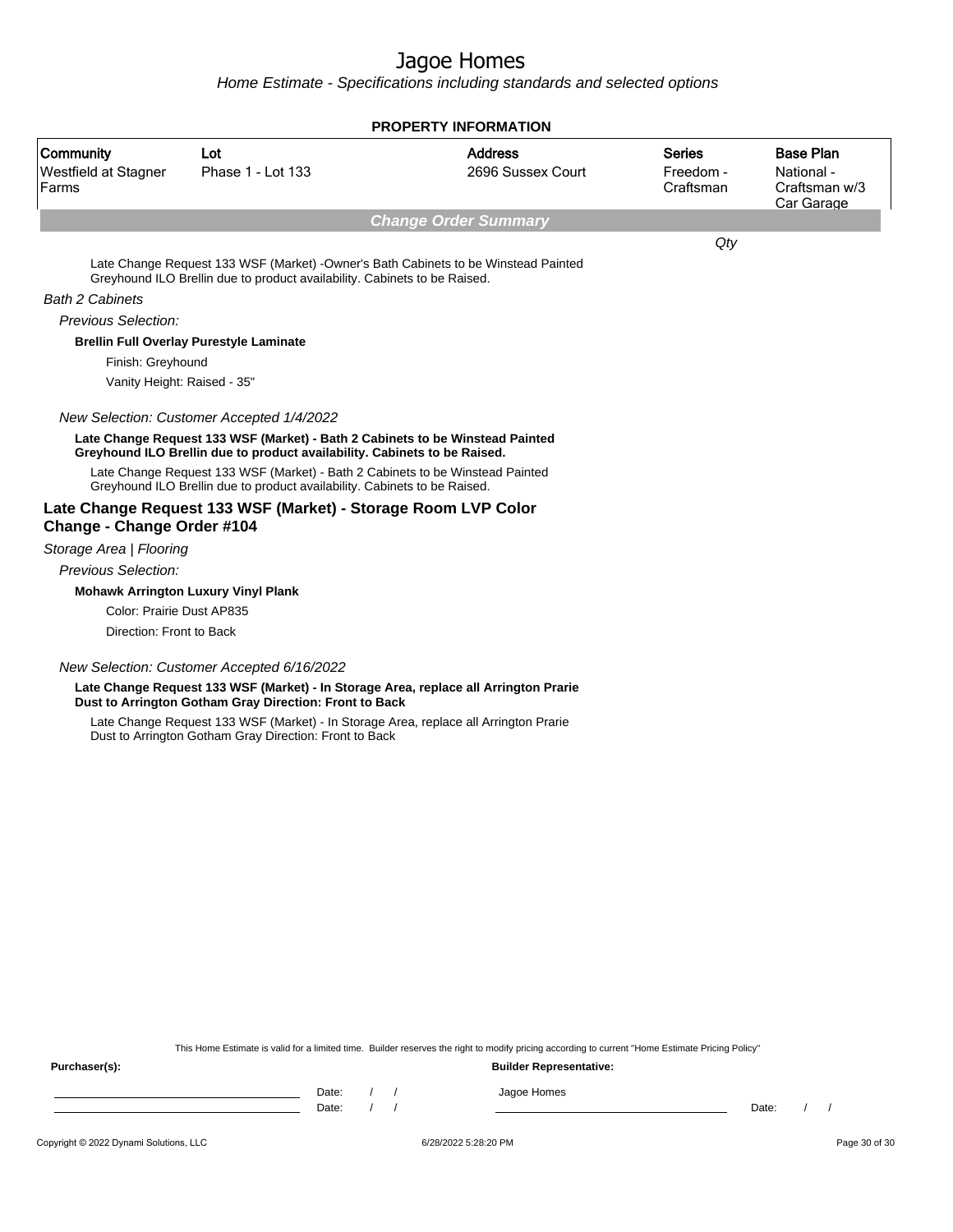# Jagoe Homes

*Home Estimate - Specifications including standards and selected options*

**PROPERTY INFORMATION**

| Community | Lot | Address | Series | Base Plan |
|---|---|---|---|---|
| Westfield at Stagner Farms | Phase 1 - Lot 133 | 2696 Sussex Court | Freedom - Craftsman | National - Craftsman w/3 Car Garage |

**Change Order Summary**

*Qty*

Late Change Request 133 WSF (Market) -Owner's Bath Cabinets to be Winstead Painted Greyhound ILO Brellin due to product availability. Cabinets to be Raised.

*Bath 2 Cabinets*

*Previous Selection:*

**Brellin Full Overlay Purestyle Laminate**

Finish: Greyhound

Vanity Height: Raised - 35"

*New Selection: Customer Accepted 1/4/2022*

**Late Change Request 133 WSF (Market) - Bath 2 Cabinets to be Winstead Painted Greyhound ILO Brellin due to product availability. Cabinets to be Raised.**

Late Change Request 133 WSF (Market) - Bath 2 Cabinets to be Winstead Painted Greyhound ILO Brellin due to product availability. Cabinets to be Raised.

## Late Change Request 133 WSF (Market) - Storage Room LVP Color Change - Change Order #104

*Storage Area | Flooring*

*Previous Selection:*

**Mohawk Arrington Luxury Vinyl Plank**

Color: Prairie Dust AP835

Direction: Front to Back

*New Selection: Customer Accepted 6/16/2022*

**Late Change Request 133 WSF (Market) - In Storage Area, replace all Arrington Prarie Dust to Arrington Gotham Gray Direction: Front to Back**

Late Change Request 133 WSF (Market) - In Storage Area, replace all Arrington Prarie Dust to Arrington Gotham Gray Direction: Front to Back

This Home Estimate is valid for a limited time. Builder reserves the right to modify pricing according to current "Home Estimate Pricing Policy"

**Purchaser(s):**

Date: / /

Date: / /

**Builder Representative:**

Jagoe Homes

Date: / /

Copyright © 2022 Dynami Solutions, LLC    6/28/2022 5:28:20 PM